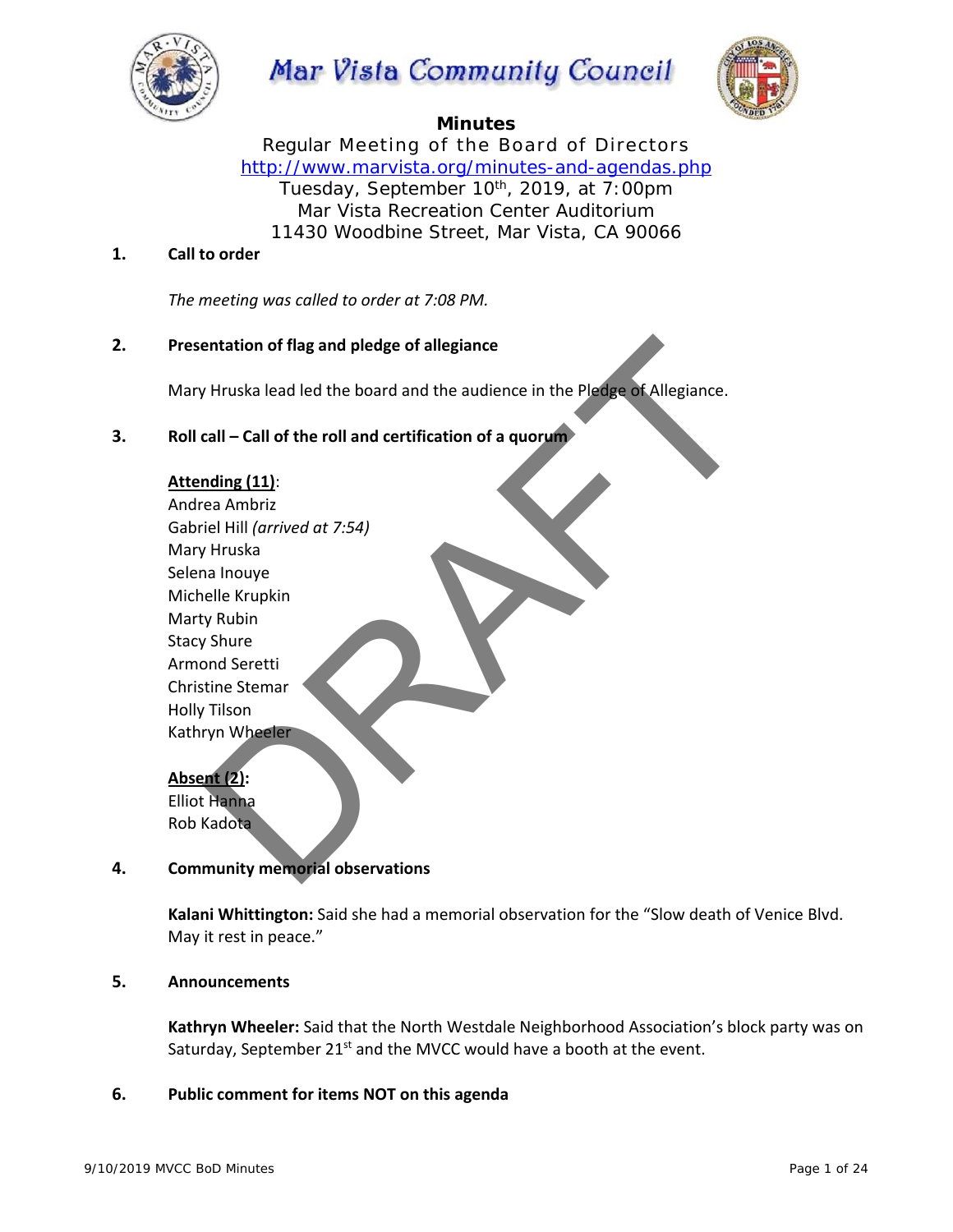# Mar Vista Community Council

## Minutes

Regular Meeting of the Board of Directors
http://www.marvista.org/minutes-and-agendas.php
Tuesday, September 10th, 2019, at 7:00pm
Mar Vista Recreation Center Auditorium
11430 Woodbine Street, Mar Vista, CA 90066

### 1. Call to order

*The meeting was called to order at 7:08 PM.*

### 2. Presentation of flag and pledge of allegiance

Mary Hruska lead led the board and the audience in the Pledge of Allegiance.

### 3. Roll call – Call of the roll and certification of a quorum

**Attending (11)**:
Andrea Ambriz
Gabriel Hill *(arrived at 7:54)*
Mary Hruska
Selena Inouye
Michelle Krupkin
Marty Rubin
Stacy Shure
Armond Seretti
Christine Stemar
Holly Tilson
Kathryn Wheeler

**Absent (2)**:
Elliot Hanna
Rob Kadota

### 4. Community memorial observations

**Kalani Whittington:** Said she had a memorial observation for the "Slow death of Venice Blvd. May it rest in peace."

### 5. Announcements

**Kathryn Wheeler:** Said that the North Westdale Neighborhood Association's block party was on Saturday, September 21st and the MVCC would have a booth at the event.

### 6. Public comment for items NOT on this agenda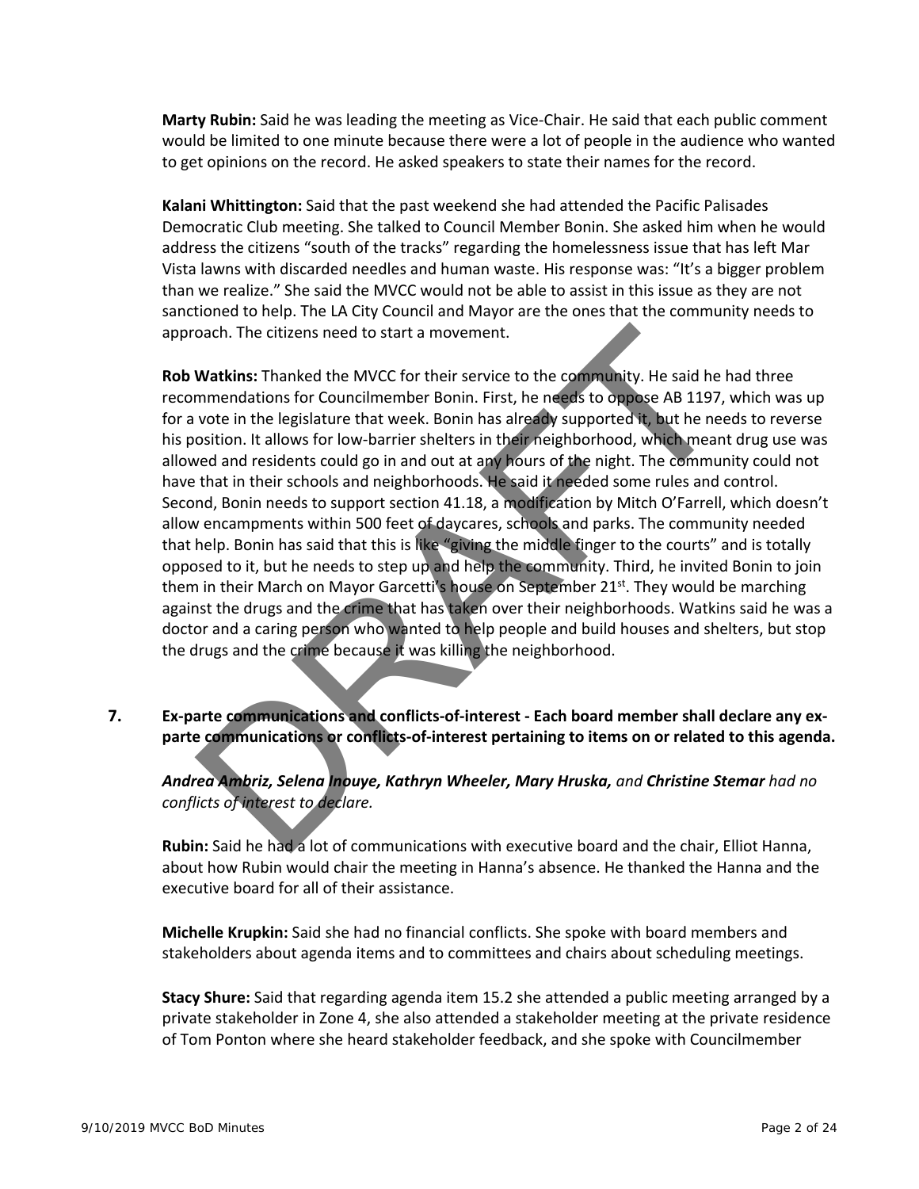**Marty Rubin:** Said he was leading the meeting as Vice-Chair. He said that each public comment would be limited to one minute because there were a lot of people in the audience who wanted to get opinions on the record. He asked speakers to state their names for the record.

**Kalani Whittington:** Said that the past weekend she had attended the Pacific Palisades Democratic Club meeting. She talked to Council Member Bonin. She asked him when he would address the citizens "south of the tracks" regarding the homelessness issue that has left Mar Vista lawns with discarded needles and human waste. His response was: "It's a bigger problem than we realize." She said the MVCC would not be able to assist in this issue as they are not sanctioned to help. The LA City Council and Mayor are the ones that the community needs to approach. The citizens need to start a movement.

**Rob Watkins:** Thanked the MVCC for their service to the community. He said he had three recommendations for Councilmember Bonin. First, he needs to oppose AB 1197, which was up for a vote in the legislature that week. Bonin has already supported it, but he needs to reverse his position. It allows for low-barrier shelters in their neighborhood, which meant drug use was allowed and residents could go in and out at any hours of the night. The community could not have that in their schools and neighborhoods. He said it needed some rules and control. Second, Bonin needs to support section 41.18, a modification by Mitch O'Farrell, which doesn't allow encampments within 500 feet of daycares, schools and parks. The community needed that help. Bonin has said that this is like "giving the middle finger to the courts" and is totally opposed to it, but he needs to step up and help the community. Third, he invited Bonin to join them in their March on Mayor Garcetti's house on September 21st. They would be marching against the drugs and the crime that has taken over their neighborhoods. Watkins said he was a doctor and a caring person who wanted to help people and build houses and shelters, but stop the drugs and the crime because it was killing the neighborhood.

**7. Ex-parte communications and conflicts-of-interest - Each board member shall declare any ex-parte communications or conflicts-of-interest pertaining to items on or related to this agenda.**

***Andrea Ambriz, Selena Inouye, Kathryn Wheeler, Mary Hruska,*** *and* ***Christine Stemar*** *had no conflicts of interest to declare.*

**Rubin:** Said he had a lot of communications with executive board and the chair, Elliot Hanna, about how Rubin would chair the meeting in Hanna's absence. He thanked the Hanna and the executive board for all of their assistance.

**Michelle Krupkin:** Said she had no financial conflicts. She spoke with board members and stakeholders about agenda items and to committees and chairs about scheduling meetings.

**Stacy Shure:** Said that regarding agenda item 15.2 she attended a public meeting arranged by a private stakeholder in Zone 4, she also attended a stakeholder meeting at the private residence of Tom Ponton where she heard stakeholder feedback, and she spoke with Councilmember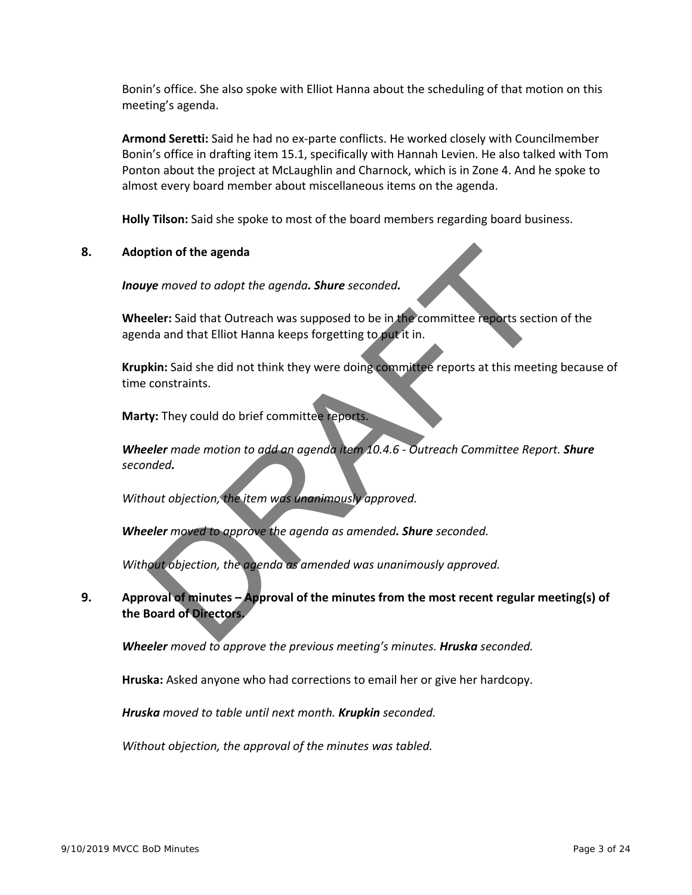Bonin's office. She also spoke with Elliot Hanna about the scheduling of that motion on this meeting's agenda.

**Armond Seretti:** Said he had no ex-parte conflicts. He worked closely with Councilmember Bonin's office in drafting item 15.1, specifically with Hannah Levien. He also talked with Tom Ponton about the project at McLaughlin and Charnock, which is in Zone 4. And he spoke to almost every board member about miscellaneous items on the agenda.

**Holly Tilson:** Said she spoke to most of the board members regarding board business.

## 8. Adoption of the agenda

***Inouye** moved to adopt the agenda. **Shure** seconded.*

**Wheeler:** Said that Outreach was supposed to be in the committee reports section of the agenda and that Elliot Hanna keeps forgetting to put it in.

**Krupkin:** Said she did not think they were doing committee reports at this meeting because of time constraints.

**Marty:** They could do brief committee reports.

***Wheeler** made motion to add an agenda item 10.4.6 - Outreach Committee Report. **Shure** seconded.*

*Without objection, the item was unanimously approved.*

***Wheeler** moved to approve the agenda as amended. **Shure** seconded.*

*Without objection, the agenda as amended was unanimously approved.*

## 9. Approval of minutes – Approval of the minutes from the most recent regular meeting(s) of the Board of Directors.

***Wheeler** moved to approve the previous meeting's minutes. **Hruska** seconded.*

**Hruska:** Asked anyone who had corrections to email her or give her hardcopy.

***Hruska** moved to table until next month. **Krupkin** seconded.*

*Without objection, the approval of the minutes was tabled.*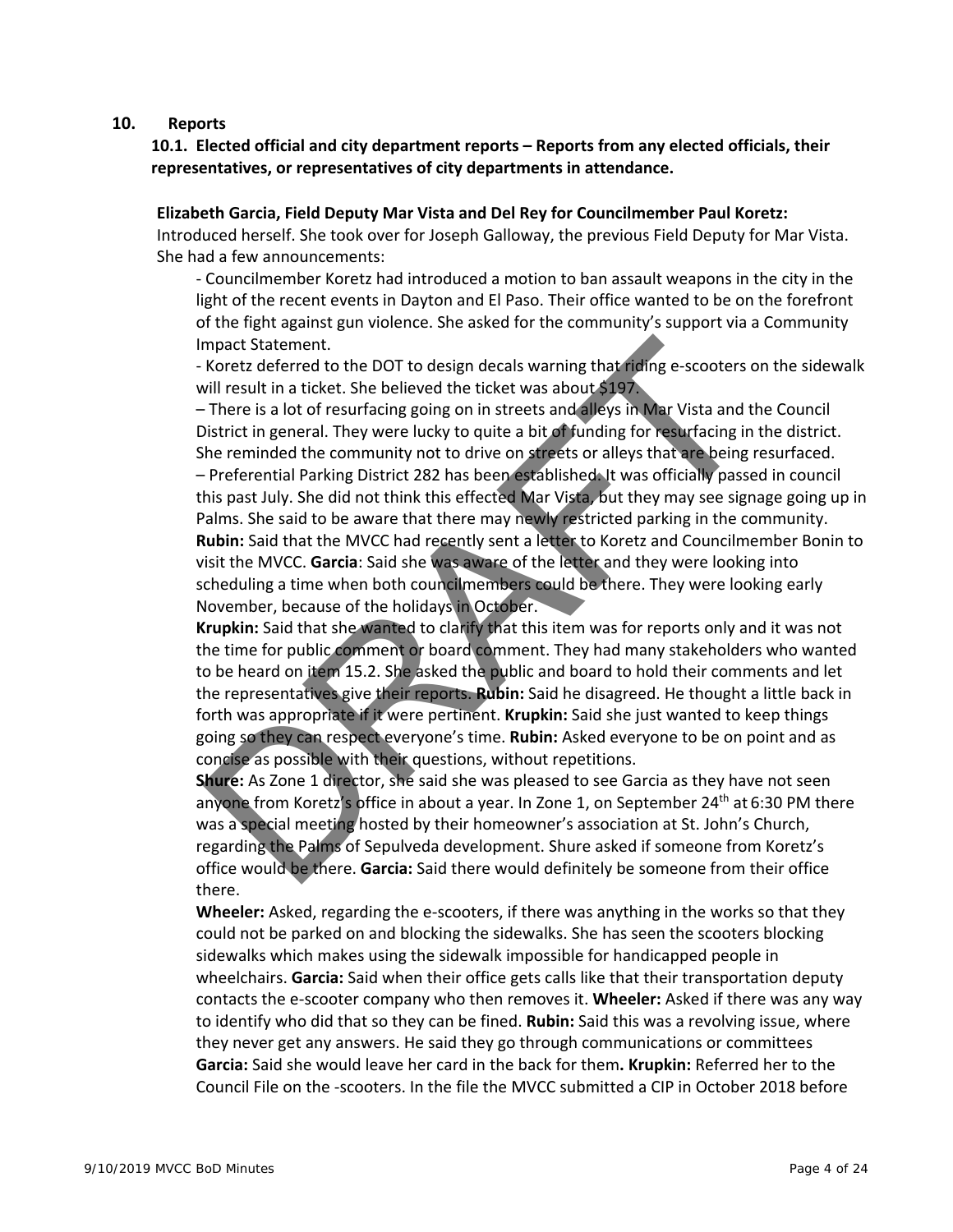## 10. Reports

### 10.1. Elected official and city department reports – Reports from any elected officials, their representatives, or representatives of city departments in attendance.

**Elizabeth Garcia, Field Deputy Mar Vista and Del Rey for Councilmember Paul Koretz:** Introduced herself. She took over for Joseph Galloway, the previous Field Deputy for Mar Vista. She had a few announcements:

- Councilmember Koretz had introduced a motion to ban assault weapons in the city in the light of the recent events in Dayton and El Paso. Their office wanted to be on the forefront of the fight against gun violence. She asked for the community's support via a Community Impact Statement.
- Koretz deferred to the DOT to design decals warning that riding e-scooters on the sidewalk will result in a ticket. She believed the ticket was about $197.
– There is a lot of resurfacing going on in streets and alleys in Mar Vista and the Council District in general. They were lucky to quite a bit of funding for resurfacing in the district. She reminded the community not to drive on streets or alleys that are being resurfaced.
– Preferential Parking District 282 has been established. It was officially passed in council this past July. She did not think this effected Mar Vista, but they may see signage going up in Palms. She said to be aware that there may newly restricted parking in the community.

**Rubin:** Said that the MVCC had recently sent a letter to Koretz and Councilmember Bonin to visit the MVCC. **Garcia**: Said she was aware of the letter and they were looking into scheduling a time when both councilmembers could be there. They were looking early November, because of the holidays in October.

**Krupkin:** Said that she wanted to clarify that this item was for reports only and it was not the time for public comment or board comment. They had many stakeholders who wanted to be heard on item 15.2. She asked the public and board to hold their comments and let the representatives give their reports. **Rubin:** Said he disagreed. He thought a little back in forth was appropriate if it were pertinent. **Krupkin:** Said she just wanted to keep things going so they can respect everyone's time. **Rubin:** Asked everyone to be on point and as concise as possible with their questions, without repetitions.

**Shure:** As Zone 1 director, she said she was pleased to see Garcia as they have not seen anyone from Koretz's office in about a year. In Zone 1, on September 24th at 6:30 PM there was a special meeting hosted by their homeowner's association at St. John's Church, regarding the Palms of Sepulveda development. Shure asked if someone from Koretz's office would be there. **Garcia:** Said there would definitely be someone from their office there.

**Wheeler:** Asked, regarding the e-scooters, if there was anything in the works so that they could not be parked on and blocking the sidewalks. She has seen the scooters blocking sidewalks which makes using the sidewalk impossible for handicapped people in wheelchairs. **Garcia:** Said when their office gets calls like that their transportation deputy contacts the e-scooter company who then removes it. **Wheeler:** Asked if there was any way to identify who did that so they can be fined. **Rubin:** Said this was a revolving issue, where they never get any answers. He said they go through communications or committees **Garcia:** Said she would leave her card in the back for them**. Krupkin:** Referred her to the Council File on the -scooters. In the file the MVCC submitted a CIP in October 2018 before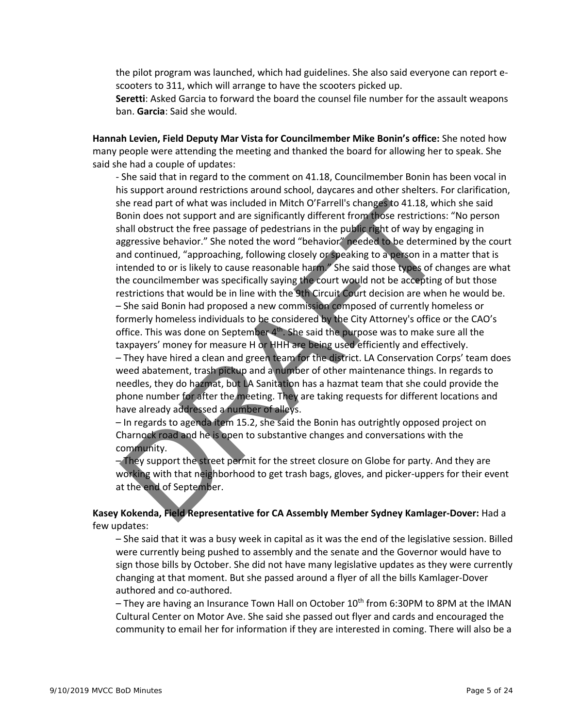the pilot program was launched, which had guidelines. She also said everyone can report e-scooters to 311, which will arrange to have the scooters picked up.
**Seretti**: Asked Garcia to forward the board the counsel file number for the assault weapons ban. **Garcia**: Said she would.

**Hannah Levien, Field Deputy Mar Vista for Councilmember Mike Bonin's office:** She noted how many people were attending the meeting and thanked the board for allowing her to speak. She said she had a couple of updates:

- She said that in regard to the comment on 41.18, Councilmember Bonin has been vocal in his support around restrictions around school, daycares and other shelters. For clarification, she read part of what was included in Mitch O'Farrell's changes to 41.18, which she said Bonin does not support and are significantly different from those restrictions: "No person shall obstruct the free passage of pedestrians in the public right of way by engaging in aggressive behavior." She noted the word "behavior" needed to be determined by the court and continued, "approaching, following closely or speaking to a person in a matter that is intended to or is likely to cause reasonable harm." She said those types of changes are what the councilmember was specifically saying the court would not be accepting of but those restrictions that would be in line with the 9th Circuit Court decision are when he would be.
– She said Bonin had proposed a new commission composed of currently homeless or formerly homeless individuals to be considered by the City Attorney's office or the CAO's office. This was done on September 4th. She said the purpose was to make sure all the taxpayers' money for measure H or HHH are being used efficiently and effectively.
– They have hired a clean and green team for the district. LA Conservation Corps' team does weed abatement, trash pickup and a number of other maintenance things. In regards to needles, they do hazmat, but LA Sanitation has a hazmat team that she could provide the phone number for after the meeting. They are taking requests for different locations and have already addressed a number of alleys.
– In regards to agenda item 15.2, she said the Bonin has outrightly opposed project on Charnock road and he is open to substantive changes and conversations with the community.
– They support the street permit for the street closure on Globe for party. And they are working with that neighborhood to get trash bags, gloves, and picker-uppers for their event at the end of September.

**Kasey Kokenda, Field Representative for CA Assembly Member Sydney Kamlager-Dover:** Had a few updates:

– She said that it was a busy week in capital as it was the end of the legislative session. Billed were currently being pushed to assembly and the senate and the Governor would have to sign those bills by October. She did not have many legislative updates as they were currently changing at that moment. But she passed around a flyer of all the bills Kamlager-Dover authored and co-authored.
– They are having an Insurance Town Hall on October 10th from 6:30PM to 8PM at the IMAN Cultural Center on Motor Ave. She said she passed out flyer and cards and encouraged the community to email her for information if they are interested in coming. There will also be a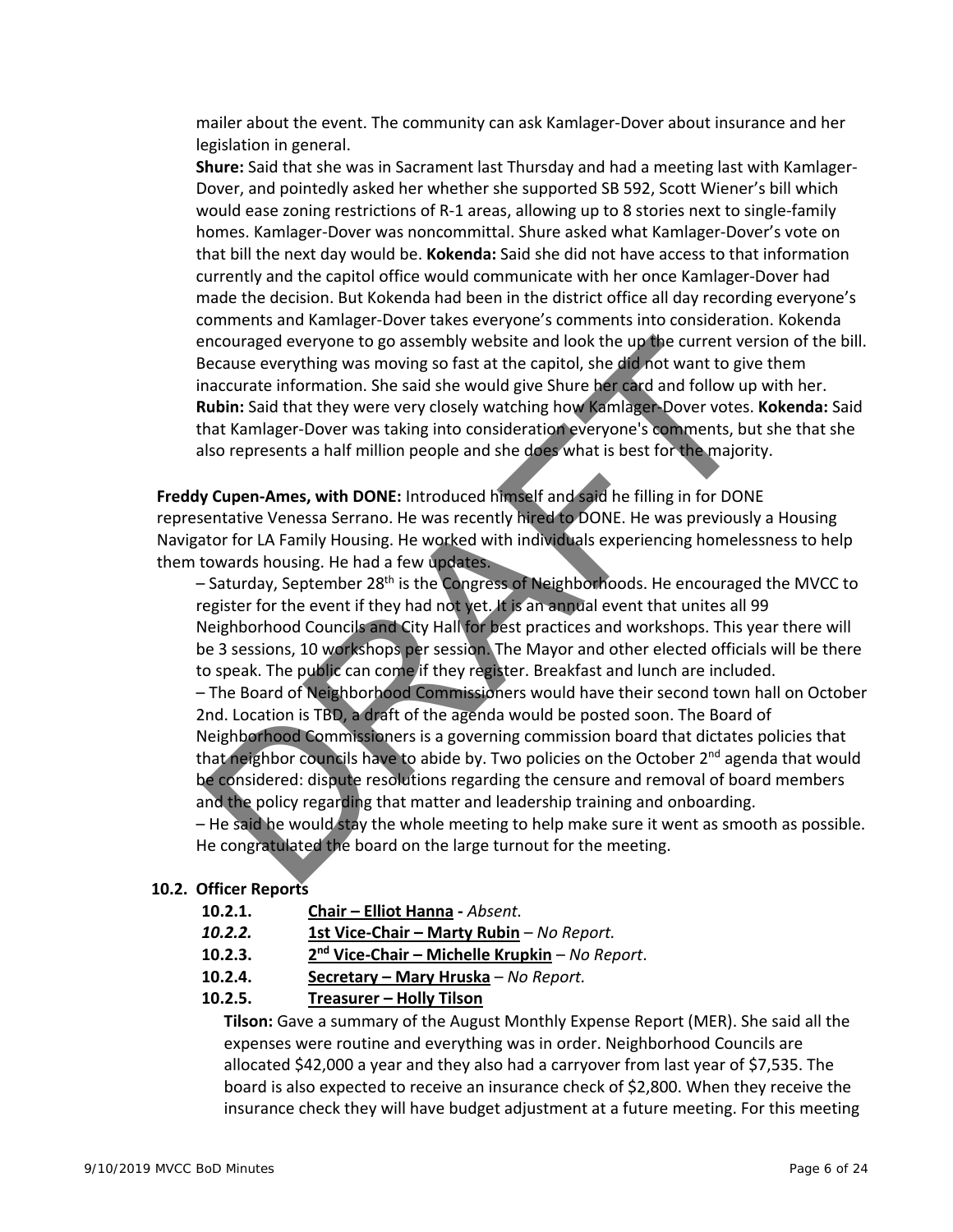mailer about the event. The community can ask Kamlager-Dover about insurance and her legislation in general.

**Shure:** Said that she was in Sacrament last Thursday and had a meeting last with Kamlager-Dover, and pointedly asked her whether she supported SB 592, Scott Wiener's bill which would ease zoning restrictions of R-1 areas, allowing up to 8 stories next to single-family homes. Kamlager-Dover was noncommittal. Shure asked what Kamlager-Dover's vote on that bill the next day would be. **Kokenda:** Said she did not have access to that information currently and the capitol office would communicate with her once Kamlager-Dover had made the decision. But Kokenda had been in the district office all day recording everyone's comments and Kamlager-Dover takes everyone's comments into consideration. Kokenda encouraged everyone to go assembly website and look the up the current version of the bill. Because everything was moving so fast at the capitol, she did not want to give them inaccurate information. She said she would give Shure her card and follow up with her. **Rubin:** Said that they were very closely watching how Kamlager-Dover votes. **Kokenda:** Said that Kamlager-Dover was taking into consideration everyone's comments, but she that she also represents a half million people and she does what is best for the majority.

**Freddy Cupen-Ames, with DONE:** Introduced himself and said he filling in for DONE representative Venessa Serrano. He was recently hired to DONE. He was previously a Housing Navigator for LA Family Housing. He worked with individuals experiencing homelessness to help them towards housing. He had a few updates.

– Saturday, September 28th is the Congress of Neighborhoods. He encouraged the MVCC to register for the event if they had not yet. It is an annual event that unites all 99 Neighborhood Councils and City Hall for best practices and workshops. This year there will be 3 sessions, 10 workshops per session. The Mayor and other elected officials will be there to speak. The public can come if they register. Breakfast and lunch are included.

– The Board of Neighborhood Commissioners would have their second town hall on October 2nd. Location is TBD, a draft of the agenda would be posted soon. The Board of Neighborhood Commissioners is a governing commission board that dictates policies that that neighbor councils have to abide by. Two policies on the October 2nd agenda that would be considered: dispute resolutions regarding the censure and removal of board members and the policy regarding that matter and leadership training and onboarding.

– He said he would stay the whole meeting to help make sure it went as smooth as possible. He congratulated the board on the large turnout for the meeting.

### 10.2. Officer Reports

- **10.2.1.** <u>**Chair – Elliot Hanna**</u> - *Absent.*
- ***10.2.2.*** <u>**1st Vice-Chair – Marty Rubin**</u> – *No Report.*
- **10.2.3.** <u>**2nd Vice-Chair – Michelle Krupkin**</u> – *No Report*.
- **10.2.4.** <u>**Secretary – Mary Hruska**</u> – *No Report.*
- **10.2.5.** <u>**Treasurer – Holly Tilson**</u>

**Tilson:** Gave a summary of the August Monthly Expense Report (MER). She said all the expenses were routine and everything was in order. Neighborhood Councils are allocated $42,000 a year and they also had a carryover from last year of $7,535. The board is also expected to receive an insurance check of $2,800. When they receive the insurance check they will have budget adjustment at a future meeting. For this meeting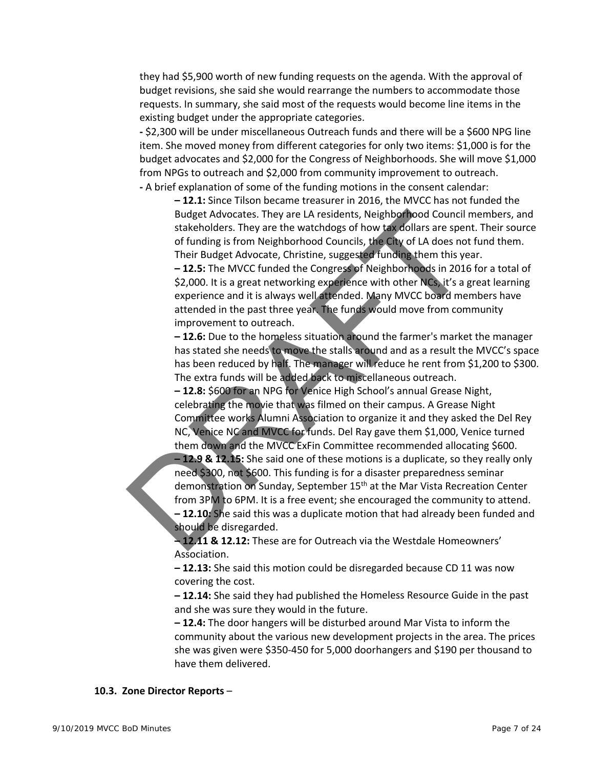they had $5,900 worth of new funding requests on the agenda. With the approval of budget revisions, she said she would rearrange the numbers to accommodate those requests. In summary, she said most of the requests would become line items in the existing budget under the appropriate categories.

- $2,300 will be under miscellaneous Outreach funds and there will be a $600 NPG line item. She moved money from different categories for only two items: $1,000 is for the budget advocates and $2,000 for the Congress of Neighborhoods. She will move $1,000 from NPGs to outreach and $2,000 from community improvement to outreach.
- A brief explanation of some of the funding motions in the consent calendar:
  - **12.1:** Since Tilson became treasurer in 2016, the MVCC has not funded the Budget Advocates. They are LA residents, Neighborhood Council members, and stakeholders. They are the watchdogs of how tax dollars are spent. Their source of funding is from Neighborhood Councils, the City of LA does not fund them. Their Budget Advocate, Christine, suggested funding them this year.
  - **12.5:** The MVCC funded the Congress of Neighborhoods in 2016 for a total of $2,000. It is a great networking experience with other NCs, it's a great learning experience and it is always well attended. Many MVCC board members have attended in the past three year. The funds would move from community improvement to outreach.
  - **12.6:** Due to the homeless situation around the farmer's market the manager has stated she needs to move the stalls around and as a result the MVCC's space has been reduced by half. The manager will reduce he rent from $1,200 to $300. The extra funds will be added back to miscellaneous outreach.
  - **12.8:** $600 for an NPG for Venice High School's annual Grease Night, celebrating the movie that was filmed on their campus. A Grease Night Committee works Alumni Association to organize it and they asked the Del Rey NC, Venice NC and MVCC for funds. Del Ray gave them $1,000, Venice turned them down and the MVCC ExFin Committee recommended allocating $600.
  - **12.9 & 12.15:** She said one of these motions is a duplicate, so they really only need $300, not $600. This funding is for a disaster preparedness seminar demonstration on Sunday, September 15th at the Mar Vista Recreation Center from 3PM to 6PM. It is a free event; she encouraged the community to attend.
  - **12.10:** She said this was a duplicate motion that had already been funded and should be disregarded.
  - **12.11 & 12.12:** These are for Outreach via the Westdale Homeowners' Association.
  - **12.13:** She said this motion could be disregarded because CD 11 was now covering the cost.
  - **12.14:** She said they had published the Homeless Resource Guide in the past and she was sure they would in the future.
  - **12.4:** The door hangers will be disturbed around Mar Vista to inform the community about the various new development projects in the area. The prices she was given were $350-450 for 5,000 doorhangers and $190 per thousand to have them delivered.

### 10.3. Zone Director Reports –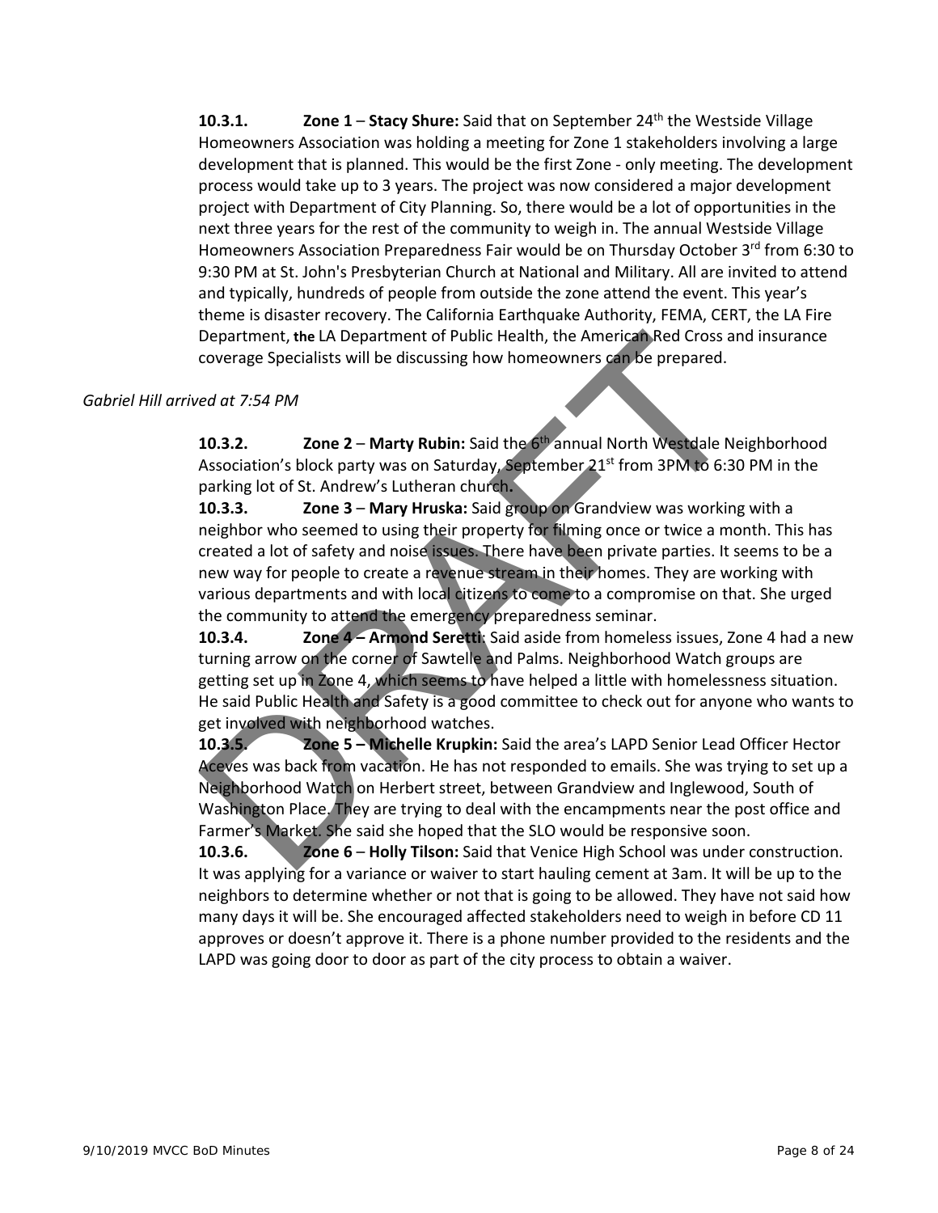**10.3.1. Zone 1** – **Stacy Shure:** Said that on September 24th the Westside Village Homeowners Association was holding a meeting for Zone 1 stakeholders involving a large development that is planned. This would be the first Zone - only meeting. The development process would take up to 3 years. The project was now considered a major development project with Department of City Planning. So, there would be a lot of opportunities in the next three years for the rest of the community to weigh in. The annual Westside Village Homeowners Association Preparedness Fair would be on Thursday October 3rd from 6:30 to 9:30 PM at St. John's Presbyterian Church at National and Military. All are invited to attend and typically, hundreds of people from outside the zone attend the event. This year's theme is disaster recovery. The California Earthquake Authority, FEMA, CERT, the LA Fire Department, **the** LA Department of Public Health, the American Red Cross and insurance coverage Specialists will be discussing how homeowners can be prepared.

*Gabriel Hill arrived at 7:54 PM*

**10.3.2. Zone 2** – **Marty Rubin:** Said the 6th annual North Westdale Neighborhood Association's block party was on Saturday, September 21st from 3PM to 6:30 PM in the parking lot of St. Andrew's Lutheran church**.**

**10.3.3. Zone 3** – **Mary Hruska:** Said group on Grandview was working with a neighbor who seemed to using their property for filming once or twice a month. This has created a lot of safety and noise issues. There have been private parties. It seems to be a new way for people to create a revenue stream in their homes. They are working with various departments and with local citizens to come to a compromise on that. She urged the community to attend the emergency preparedness seminar.

**10.3.4. Zone 4 – Armond Seretti**: Said aside from homeless issues, Zone 4 had a new turning arrow on the corner of Sawtelle and Palms. Neighborhood Watch groups are getting set up in Zone 4, which seems to have helped a little with homelessness situation. He said Public Health and Safety is a good committee to check out for anyone who wants to get involved with neighborhood watches.

**10.3.5. Zone 5 – Michelle Krupkin:** Said the area's LAPD Senior Lead Officer Hector Aceves was back from vacation. He has not responded to emails. She was trying to set up a Neighborhood Watch on Herbert street, between Grandview and Inglewood, South of Washington Place. They are trying to deal with the encampments near the post office and Farmer's Market. She said she hoped that the SLO would be responsive soon.

**10.3.6. Zone 6** – **Holly Tilson:** Said that Venice High School was under construction. It was applying for a variance or waiver to start hauling cement at 3am. It will be up to the neighbors to determine whether or not that is going to be allowed. They have not said how many days it will be. She encouraged affected stakeholders need to weigh in before CD 11 approves or doesn't approve it. There is a phone number provided to the residents and the LAPD was going door to door as part of the city process to obtain a waiver.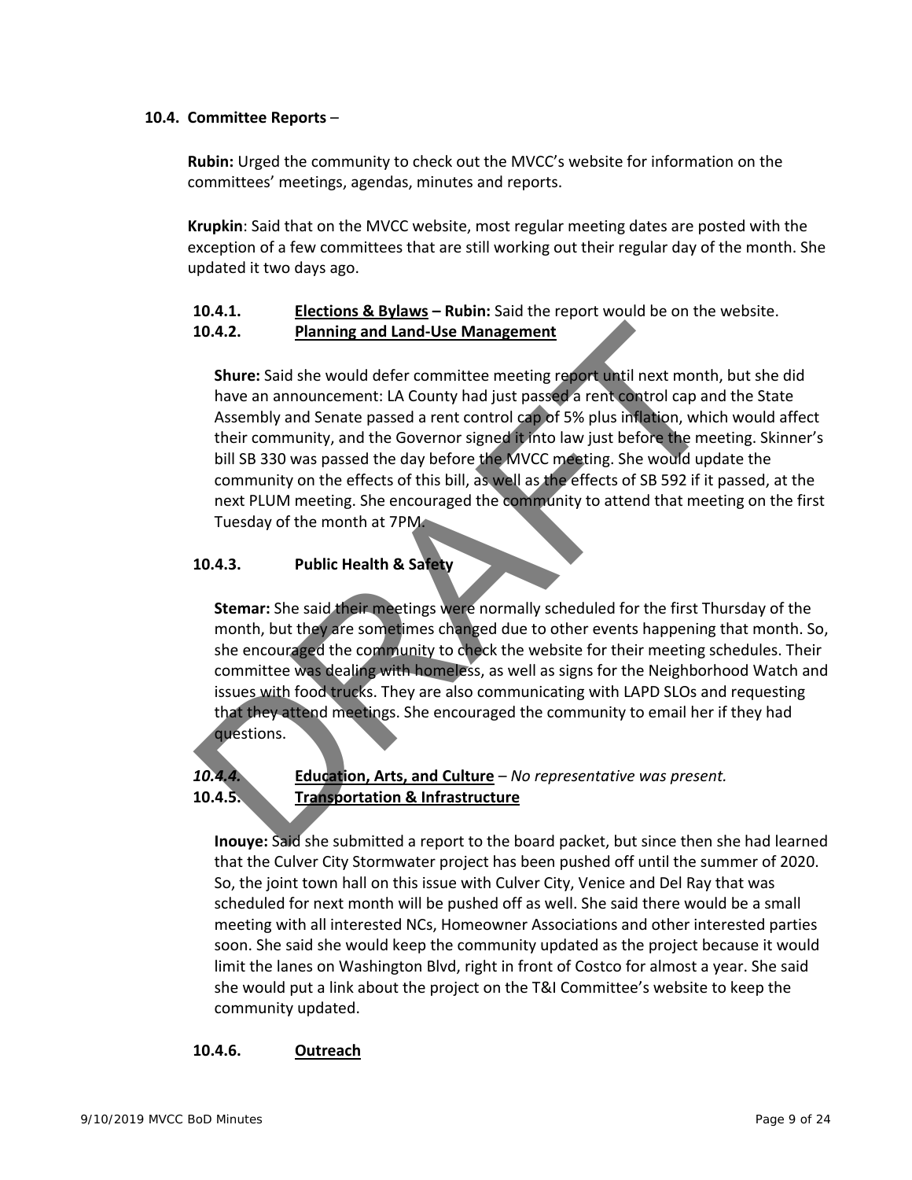### 10.4. Committee Reports –

**Rubin:** Urged the community to check out the MVCC's website for information on the committees' meetings, agendas, minutes and reports.

**Krupkin**: Said that on the MVCC website, most regular meeting dates are posted with the exception of a few committees that are still working out their regular day of the month. She updated it two days ago.

**10.4.1. Elections & Bylaws – Rubin:** Said the report would be on the website.

**10.4.2. Planning and Land-Use Management**

**Shure:** Said she would defer committee meeting report until next month, but she did have an announcement: LA County had just passed a rent control cap and the State Assembly and Senate passed a rent control cap of 5% plus inflation, which would affect their community, and the Governor signed it into law just before the meeting. Skinner's bill SB 330 was passed the day before the MVCC meeting. She would update the community on the effects of this bill, as well as the effects of SB 592 if it passed, at the next PLUM meeting. She encouraged the community to attend that meeting on the first Tuesday of the month at 7PM.

**10.4.3. Public Health & Safety**

**Stemar:** She said their meetings were normally scheduled for the first Thursday of the month, but they are sometimes changed due to other events happening that month. So, she encouraged the community to check the website for their meeting schedules. Their committee was dealing with homeless, as well as signs for the Neighborhood Watch and issues with food trucks. They are also communicating with LAPD SLOs and requesting that they attend meetings. She encouraged the community to email her if they had questions.

***10.4.4.*** **Education, Arts, and Culture** – *No representative was present.*

**10.4.5. Transportation & Infrastructure**

**Inouye:** Said she submitted a report to the board packet, but since then she had learned that the Culver City Stormwater project has been pushed off until the summer of 2020. So, the joint town hall on this issue with Culver City, Venice and Del Ray that was scheduled for next month will be pushed off as well. She said there would be a small meeting with all interested NCs, Homeowner Associations and other interested parties soon. She said she would keep the community updated as the project because it would limit the lanes on Washington Blvd, right in front of Costco for almost a year. She said she would put a link about the project on the T&I Committee's website to keep the community updated.

**10.4.6. Outreach**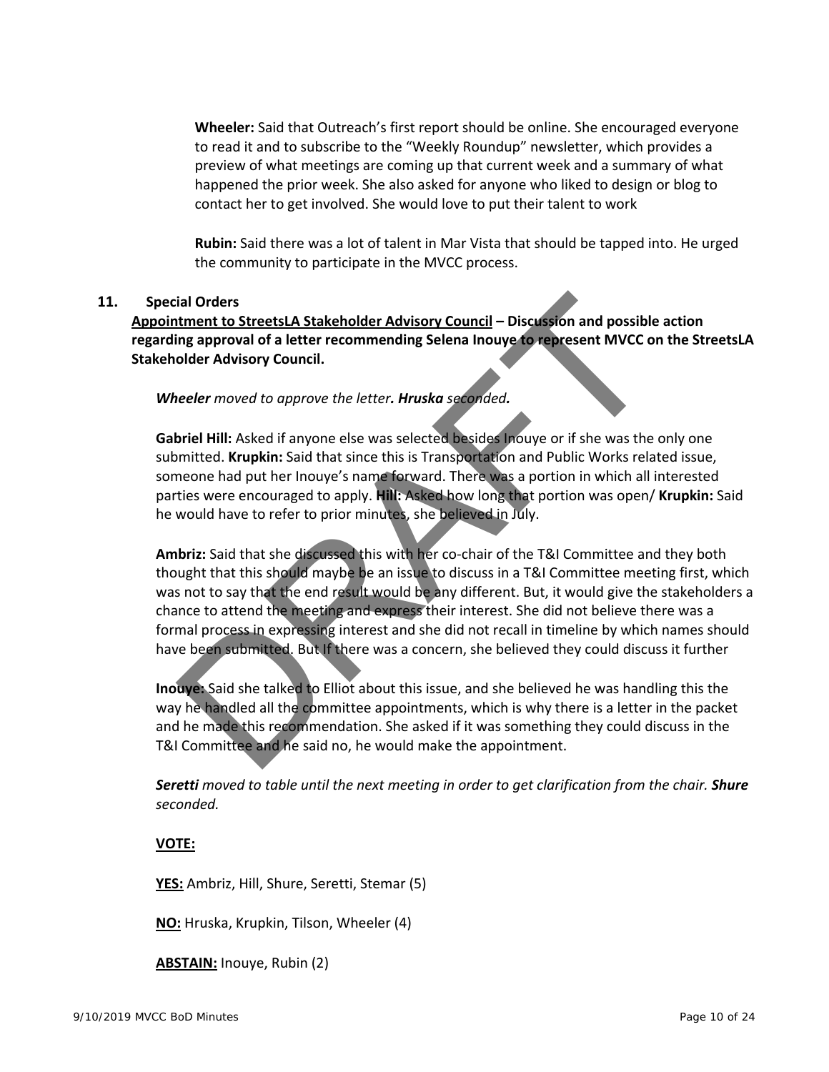**Wheeler:** Said that Outreach's first report should be online. She encouraged everyone to read it and to subscribe to the "Weekly Roundup" newsletter, which provides a preview of what meetings are coming up that current week and a summary of what happened the prior week. She also asked for anyone who liked to design or blog to contact her to get involved. She would love to put their talent to work

**Rubin:** Said there was a lot of talent in Mar Vista that should be tapped into. He urged the community to participate in the MVCC process.

**11. Special Orders**

**<u>Appointment to StreetsLA Stakeholder Advisory Council</u> – Discussion and possible action regarding approval of a letter recommending Selena Inouye to represent MVCC on the StreetsLA Stakeholder Advisory Council.**

***Wheeler** moved to approve the letter. **Hruska** seconded.*

**Gabriel Hill:** Asked if anyone else was selected besides Inouye or if she was the only one submitted. **Krupkin:** Said that since this is Transportation and Public Works related issue, someone had put her Inouye's name forward. There was a portion in which all interested parties were encouraged to apply. **Hill:** Asked how long that portion was open/ **Krupkin:** Said he would have to refer to prior minutes, she believed in July.

**Ambriz:** Said that she discussed this with her co-chair of the T&I Committee and they both thought that this should maybe be an issue to discuss in a T&I Committee meeting first, which was not to say that the end result would be any different. But, it would give the stakeholders a chance to attend the meeting and express their interest. She did not believe there was a formal process in expressing interest and she did not recall in timeline by which names should have been submitted. But If there was a concern, she believed they could discuss it further

**Inouye:** Said she talked to Elliot about this issue, and she believed he was handling this the way he handled all the committee appointments, which is why there is a letter in the packet and he made this recommendation. She asked if it was something they could discuss in the T&I Committee and he said no, he would make the appointment.

***Seretti** moved to table until the next meeting in order to get clarification from the chair. **Shure** seconded.*

**<u>VOTE:</u>**

**<u>YES:</u>** Ambriz, Hill, Shure, Seretti, Stemar (5)

**<u>NO:</u>** Hruska, Krupkin, Tilson, Wheeler (4)

**<u>ABSTAIN:</u>** Inouye, Rubin (2)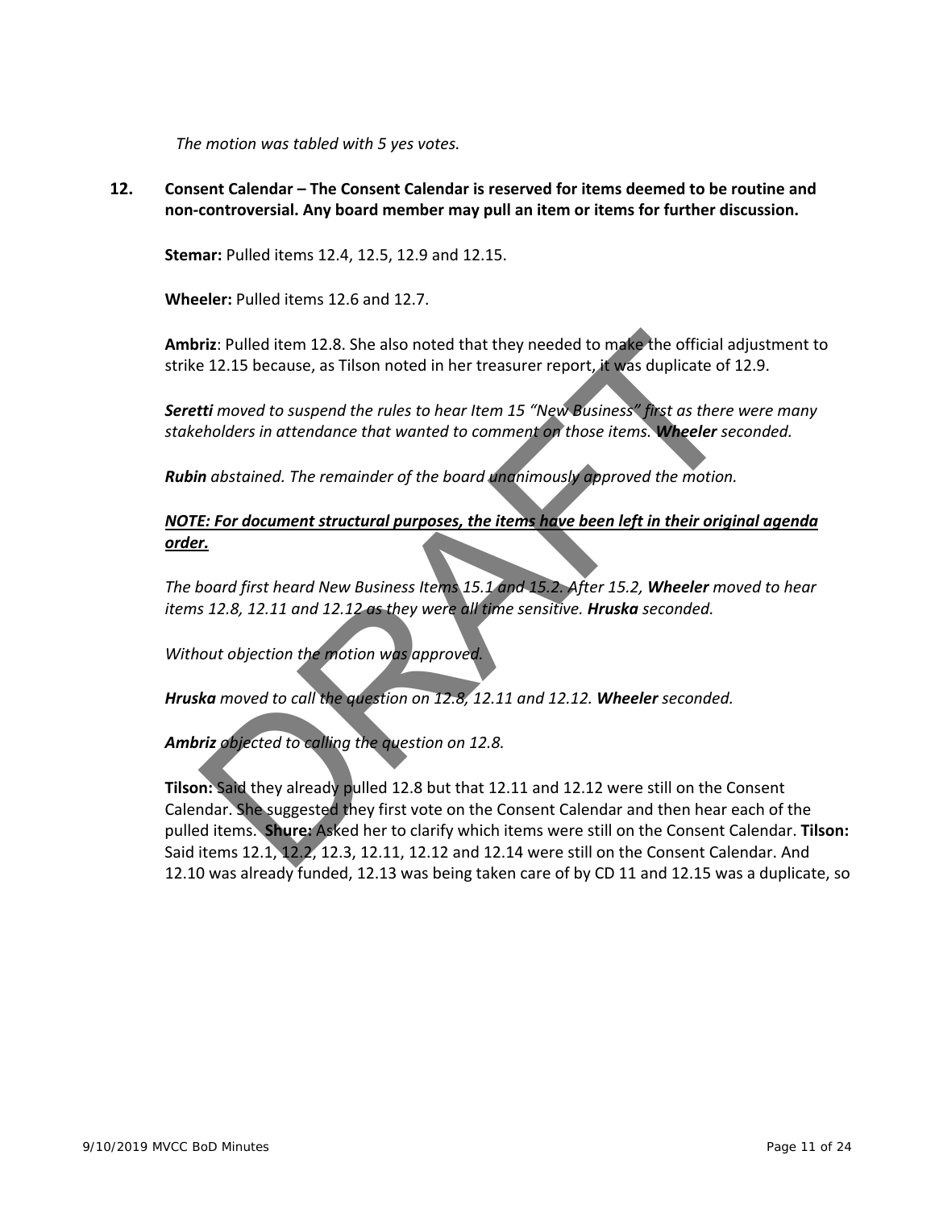*The motion was tabled with 5 yes votes.*

**12. Consent Calendar – The Consent Calendar is reserved for items deemed to be routine and non-controversial. Any board member may pull an item or items for further discussion.**

**Stemar:** Pulled items 12.4, 12.5, 12.9 and 12.15.

**Wheeler:** Pulled items 12.6 and 12.7.

**Ambriz**: Pulled item 12.8. She also noted that they needed to make the official adjustment to strike 12.15 because, as Tilson noted in her treasurer report, it was duplicate of 12.9.

***Seretti*** *moved to suspend the rules to hear Item 15 "New Business" first as there were many stakeholders in attendance that wanted to comment on those items.* ***Wheeler*** *seconded.*

***Rubin*** *abstained. The remainder of the board unanimously approved the motion.*

***NOTE: For document structural purposes, the items have been left in their original agenda order.***

*The board first heard New Business Items 15.1 and 15.2. After 15.2,* ***Wheeler*** *moved to hear items 12.8, 12.11 and 12.12 as they were all time sensitive.* ***Hruska*** *seconded.*

*Without objection the motion was approved.*

***Hruska*** *moved to call the question on 12.8, 12.11 and 12.12.* ***Wheeler*** *seconded.*

***Ambriz*** *objected to calling the question on 12.8.*

**Tilson:** Said they already pulled 12.8 but that 12.11 and 12.12 were still on the Consent Calendar. She suggested they first vote on the Consent Calendar and then hear each of the pulled items. **Shure:** Asked her to clarify which items were still on the Consent Calendar. **Tilson:** Said items 12.1, 12.2, 12.3, 12.11, 12.12 and 12.14 were still on the Consent Calendar. And 12.10 was already funded, 12.13 was being taken care of by CD 11 and 12.15 was a duplicate, so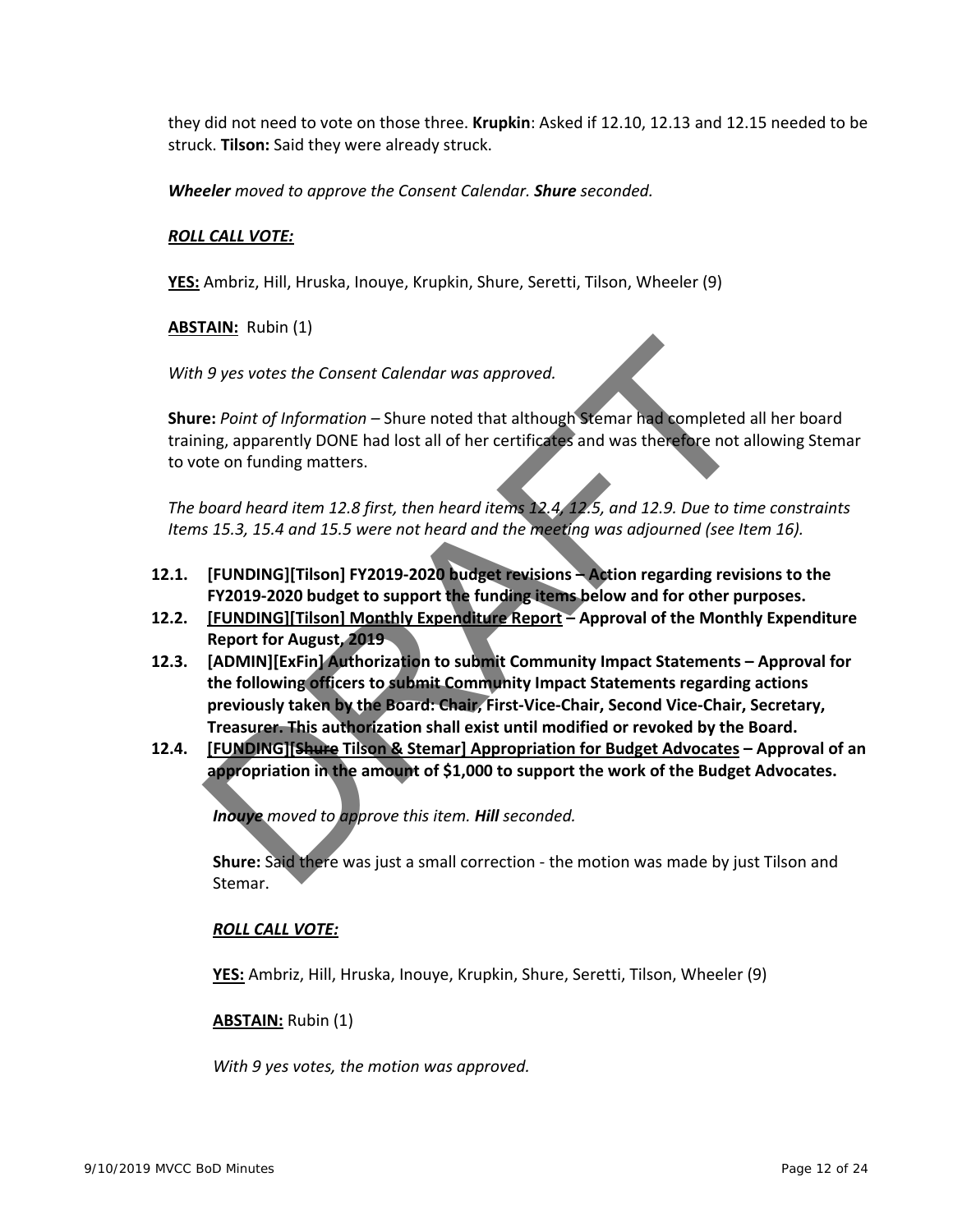they did not need to vote on those three. **Krupkin**: Asked if 12.10, 12.13 and 12.15 needed to be struck. **Tilson:** Said they were already struck.

***Wheeler** moved to approve the Consent Calendar. **Shure** seconded.*

***ROLL CALL VOTE:***

**YES:** Ambriz, Hill, Hruska, Inouye, Krupkin, Shure, Seretti, Tilson, Wheeler (9)

**ABSTAIN:** Rubin (1)

*With 9 yes votes the Consent Calendar was approved.*

**Shure:** *Point of Information* – Shure noted that although Stemar had completed all her board training, apparently DONE had lost all of her certificates and was therefore not allowing Stemar to vote on funding matters.

*The board heard item 12.8 first, then heard items 12.4, 12.5, and 12.9. Due to time constraints Items 15.3, 15.4 and 15.5 were not heard and the meeting was adjourned (see Item 16).*

**12.1. [FUNDING][Tilson] FY2019-2020 budget revisions – Action regarding revisions to the FY2019-2020 budget to support the funding items below and for other purposes.**

**12.2. [FUNDING][Tilson] Monthly Expenditure Report – Approval of the Monthly Expenditure Report for August, 2019**

**12.3. [ADMIN][ExFin] Authorization to submit Community Impact Statements – Approval for the following officers to submit Community Impact Statements regarding actions previously taken by the Board: Chair, First-Vice-Chair, Second Vice-Chair, Secretary, Treasurer. This authorization shall exist until modified or revoked by the Board.**

**12.4. [FUNDING][~~Shure~~ Tilson & Stemar] Appropriation for Budget Advocates – Approval of an appropriation in the amount of $1,000 to support the work of the Budget Advocates.**

***Inouye** moved to approve this item. **Hill** seconded.*

**Shure:** Said there was just a small correction - the motion was made by just Tilson and Stemar.

***ROLL CALL VOTE:***

**YES:** Ambriz, Hill, Hruska, Inouye, Krupkin, Shure, Seretti, Tilson, Wheeler (9)

**ABSTAIN:** Rubin (1)

*With 9 yes votes, the motion was approved.*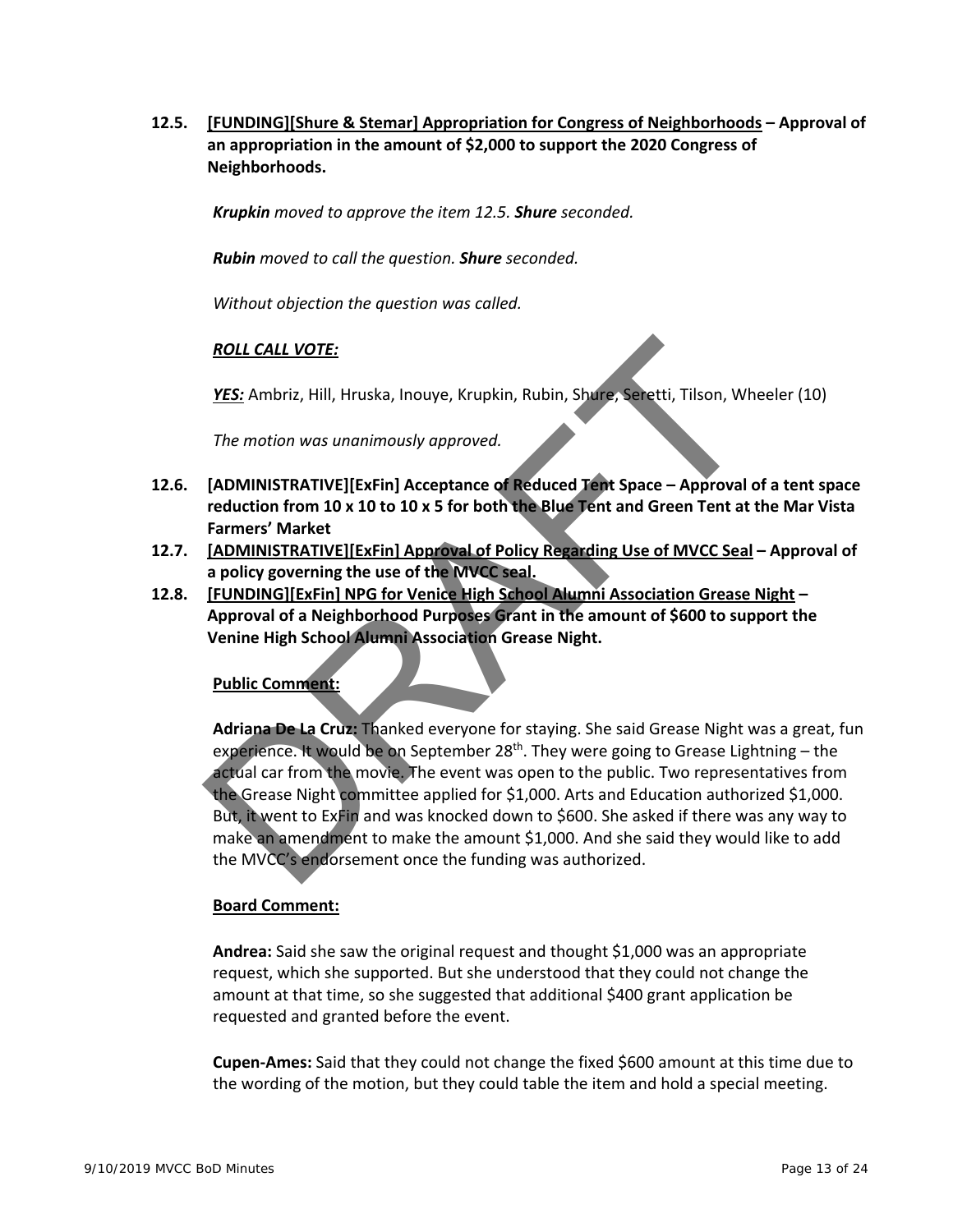**12.5. [FUNDING][Shure & Stemar] Appropriation for Congress of Neighborhoods – Approval of an appropriation in the amount of $2,000 to support the 2020 Congress of Neighborhoods.**

***Krupkin*** *moved to approve the item 12.5.* ***Shure*** *seconded.*

***Rubin*** *moved to call the question.* ***Shure*** *seconded.*

*Without objection the question was called.*

***ROLL CALL VOTE:***

***YES:*** Ambriz, Hill, Hruska, Inouye, Krupkin, Rubin, Shure, Seretti, Tilson, Wheeler (10)

*The motion was unanimously approved.*

**12.6. [ADMINISTRATIVE][ExFin] Acceptance of Reduced Tent Space – Approval of a tent space reduction from 10 x 10 to 10 x 5 for both the Blue Tent and Green Tent at the Mar Vista Farmers' Market**

**12.7. [ADMINISTRATIVE][ExFin] Approval of Policy Regarding Use of MVCC Seal – Approval of a policy governing the use of the MVCC seal.**

**12.8. [FUNDING][ExFin] NPG for Venice High School Alumni Association Grease Night – Approval of a Neighborhood Purposes Grant in the amount of $600 to support the Venine High School Alumni Association Grease Night.**

**Public Comment:**

**Adriana De La Cruz:** Thanked everyone for staying. She said Grease Night was a great, fun experience. It would be on September 28th. They were going to Grease Lightning – the actual car from the movie. The event was open to the public. Two representatives from the Grease Night committee applied for $1,000. Arts and Education authorized $1,000. But, it went to ExFin and was knocked down to $600. She asked if there was any way to make an amendment to make the amount $1,000. And she said they would like to add the MVCC's endorsement once the funding was authorized.

**Board Comment:**

**Andrea:** Said she saw the original request and thought $1,000 was an appropriate request, which she supported. But she understood that they could not change the amount at that time, so she suggested that additional $400 grant application be requested and granted before the event.

**Cupen-Ames:** Said that they could not change the fixed $600 amount at this time due to the wording of the motion, but they could table the item and hold a special meeting.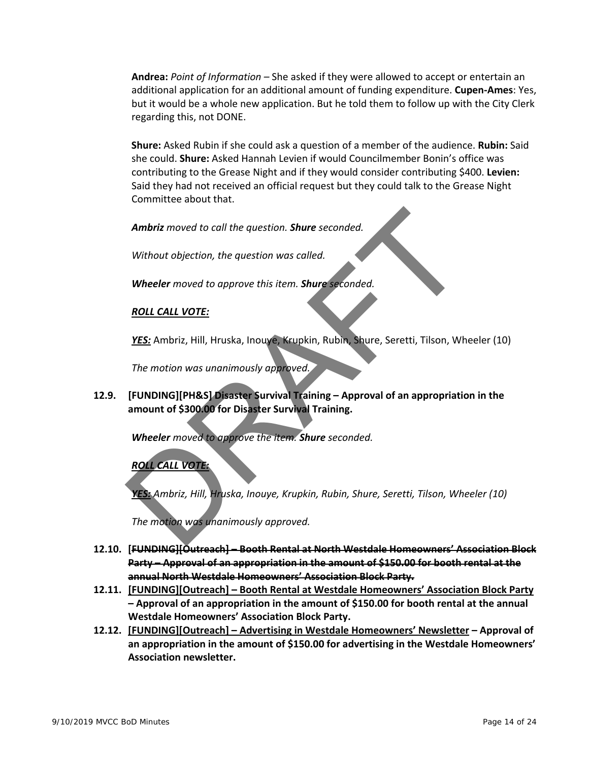**Andrea:** *Point of Information* – She asked if they were allowed to accept or entertain an additional application for an additional amount of funding expenditure. **Cupen-Ames**: Yes, but it would be a whole new application. But he told them to follow up with the City Clerk regarding this, not DONE.

**Shure:** Asked Rubin if she could ask a question of a member of the audience. **Rubin:** Said she could. **Shure:** Asked Hannah Levien if would Councilmember Bonin's office was contributing to the Grease Night and if they would consider contributing $400. **Levien:** Said they had not received an official request but they could talk to the Grease Night Committee about that.

***Ambriz*** *moved to call the question.* ***Shure*** *seconded.*

*Without objection, the question was called.*

***Wheeler*** *moved to approve this item.* ***Shure*** *seconded.*

***ROLL CALL VOTE:***

***YES:*** Ambriz, Hill, Hruska, Inouye, Krupkin, Rubin, Shure, Seretti, Tilson, Wheeler (10)

*The motion was unanimously approved.*

**12.9. [FUNDING][PH&S] Disaster Survival Training – Approval of an appropriation in the amount of $300.00 for Disaster Survival Training.**

***Wheeler*** *moved to approve the item.* ***Shure*** *seconded.*

***ROLL CALL VOTE:***

***YES:*** *Ambriz, Hill, Hruska, Inouye, Krupkin, Rubin, Shure, Seretti, Tilson, Wheeler (10)*

*The motion was unanimously approved.*

**12.10. ~~[FUNDING][Outreach] – Booth Rental at North Westdale Homeowners' Association Block Party – Approval of an appropriation in the amount of $150.00 for booth rental at the annual North Westdale Homeowners' Association Block Party.~~**

**12.11. [FUNDING][Outreach] – Booth Rental at Westdale Homeowners' Association Block Party – Approval of an appropriation in the amount of $150.00 for booth rental at the annual Westdale Homeowners' Association Block Party.**

**12.12. [FUNDING][Outreach] – Advertising in Westdale Homeowners' Newsletter – Approval of an appropriation in the amount of $150.00 for advertising in the Westdale Homeowners' Association newsletter.**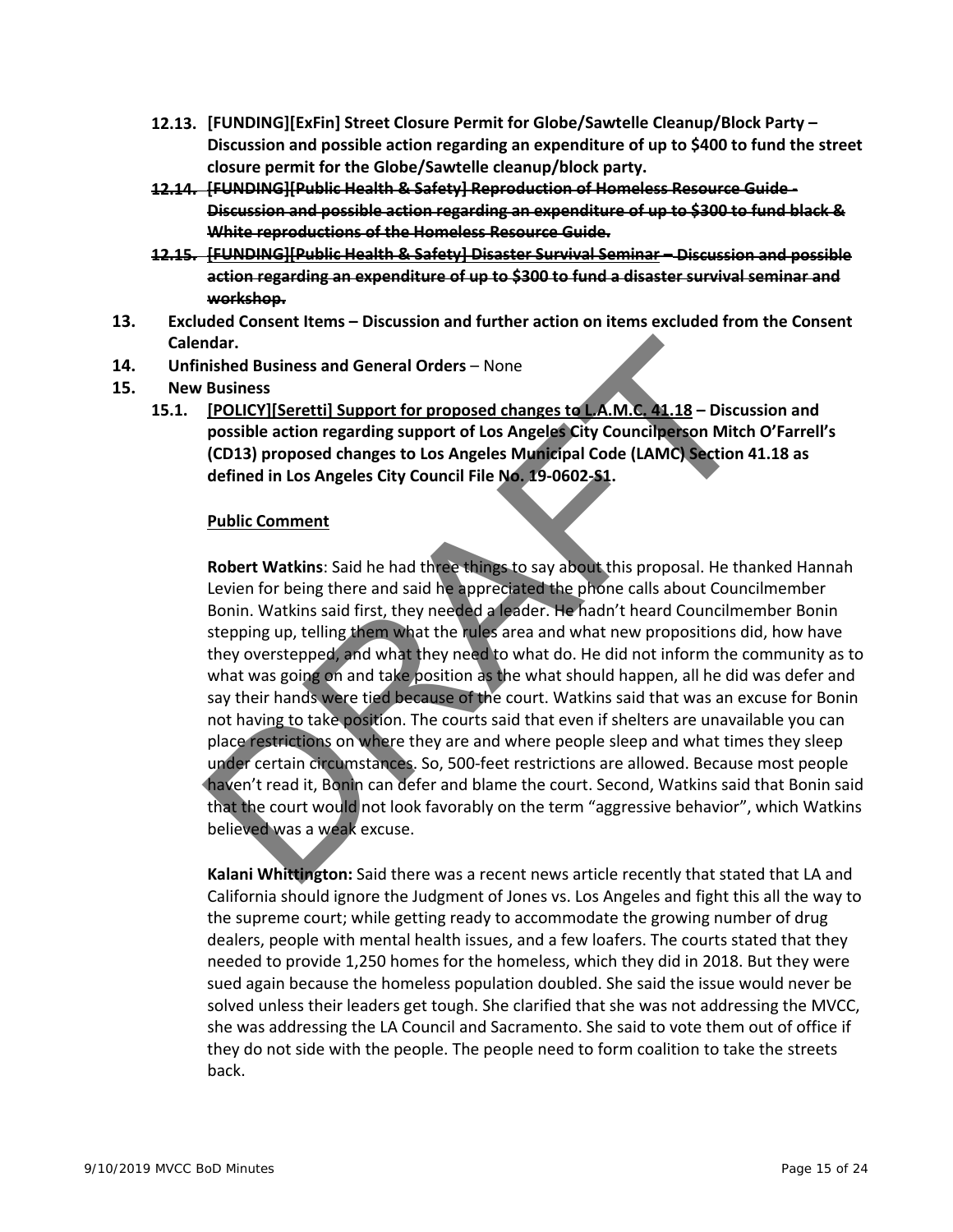12.13. **[FUNDING][ExFin] Street Closure Permit for Globe/Sawtelle Cleanup/Block Party – Discussion and possible action regarding an expenditure of up to $400 to fund the street closure permit for the Globe/Sawtelle cleanup/block party.**

~~12.14. **[FUNDING][Public Health & Safety] Reproduction of Homeless Resource Guide - Discussion and possible action regarding an expenditure of up to $300 to fund black & White reproductions of the Homeless Resource Guide.**~~

~~12.15. **[FUNDING][Public Health & Safety] Disaster Survival Seminar – Discussion and possible action regarding an expenditure of up to $300 to fund a disaster survival seminar and workshop.**~~

13. **Excluded Consent Items – Discussion and further action on items excluded from the Consent Calendar.**
14. **Unfinished Business and General Orders** – None
15. **New Business**

15.1. **[POLICY][Seretti] Support for proposed changes to L.A.M.C. 41.18 – Discussion and possible action regarding support of Los Angeles City Councilperson Mitch O'Farrell's (CD13) proposed changes to Los Angeles Municipal Code (LAMC) Section 41.18 as defined in Los Angeles City Council File No. 19-0602-S1.**

**Public Comment**

**Robert Watkins**: Said he had three things to say about this proposal. He thanked Hannah Levien for being there and said he appreciated the phone calls about Councilmember Bonin. Watkins said first, they needed a leader. He hadn't heard Councilmember Bonin stepping up, telling them what the rules area and what new propositions did, how have they overstepped, and what they need to what do. He did not inform the community as to what was going on and take position as the what should happen, all he did was defer and say their hands were tied because of the court. Watkins said that was an excuse for Bonin not having to take position. The courts said that even if shelters are unavailable you can place restrictions on where they are and where people sleep and what times they sleep under certain circumstances. So, 500-feet restrictions are allowed. Because most people haven't read it, Bonin can defer and blame the court. Second, Watkins said that Bonin said that the court would not look favorably on the term "aggressive behavior", which Watkins believed was a weak excuse.

**Kalani Whittington:** Said there was a recent news article recently that stated that LA and California should ignore the Judgment of Jones vs. Los Angeles and fight this all the way to the supreme court; while getting ready to accommodate the growing number of drug dealers, people with mental health issues, and a few loafers. The courts stated that they needed to provide 1,250 homes for the homeless, which they did in 2018. But they were sued again because the homeless population doubled. She said the issue would never be solved unless their leaders get tough. She clarified that she was not addressing the MVCC, she was addressing the LA Council and Sacramento. She said to vote them out of office if they do not side with the people. The people need to form coalition to take the streets back.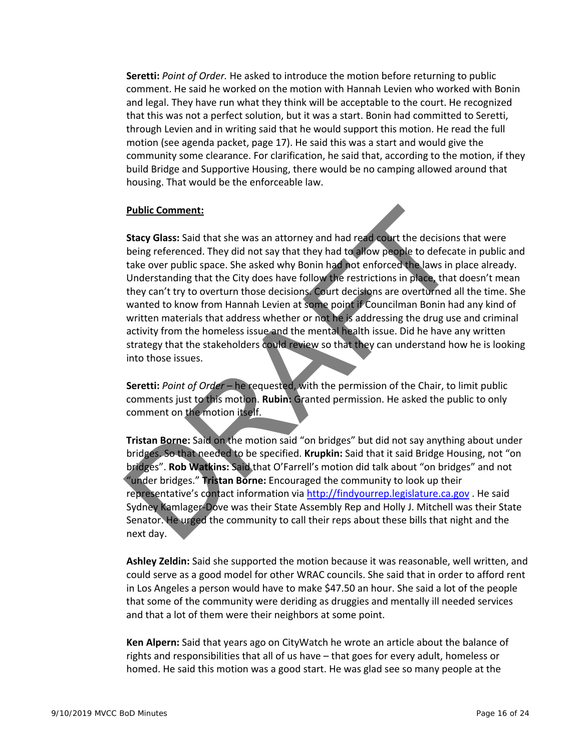**Seretti:** *Point of Order.* He asked to introduce the motion before returning to public comment. He said he worked on the motion with Hannah Levien who worked with Bonin and legal. They have run what they think will be acceptable to the court. He recognized that this was not a perfect solution, but it was a start. Bonin had committed to Seretti, through Levien and in writing said that he would support this motion. He read the full motion (see agenda packet, page 17). He said this was a start and would give the community some clearance. For clarification, he said that, according to the motion, if they build Bridge and Supportive Housing, there would be no camping allowed around that housing. That would be the enforceable law.

**Public Comment:**

**Stacy Glass:** Said that she was an attorney and had read court the decisions that were being referenced. They did not say that they had to allow people to defecate in public and take over public space. She asked why Bonin had not enforced the laws in place already. Understanding that the City does have follow the restrictions in place, that doesn't mean they can't try to overturn those decisions. Court decisions are overturned all the time. She wanted to know from Hannah Levien at some point if Councilman Bonin had any kind of written materials that address whether or not he is addressing the drug use and criminal activity from the homeless issue and the mental health issue. Did he have any written strategy that the stakeholders could review so that they can understand how he is looking into those issues.

**Seretti:** *Point of Order* – he requested, with the permission of the Chair, to limit public comments just to this motion. **Rubin:** Granted permission. He asked the public to only comment on the motion itself.

**Tristan Borne:** Said the motion said "on bridges" but did not say anything about under bridges. So that needed to be specified. **Krupkin:** Said that it said Bridge Housing, not "on bridges". **Rob Watkins:** Said that O'Farrell's motion did talk about "on bridges" and not "under bridges." **Tristan Borne:** Encouraged the community to look up their representative's contact information via http://findyourrep.legislature.ca.gov . He said Sydney Kamlager-Dove was their State Assembly Rep and Holly J. Mitchell was their State Senator. He urged the community to call their reps about these bills that night and the next day.

**Ashley Zeldin:** Said she supported the motion because it was reasonable, well written, and could serve as a good model for other WRAC councils. She said that in order to afford rent in Los Angeles a person would have to make $47.50 an hour. She said a lot of the people that some of the community were deriding as druggies and mentally ill needed services and that a lot of them were their neighbors at some point.

**Ken Alpern:** Said that years ago on CityWatch he wrote an article about the balance of rights and responsibilities that all of us have – that goes for every adult, homeless or homed. He said this motion was a good start. He was glad see so many people at the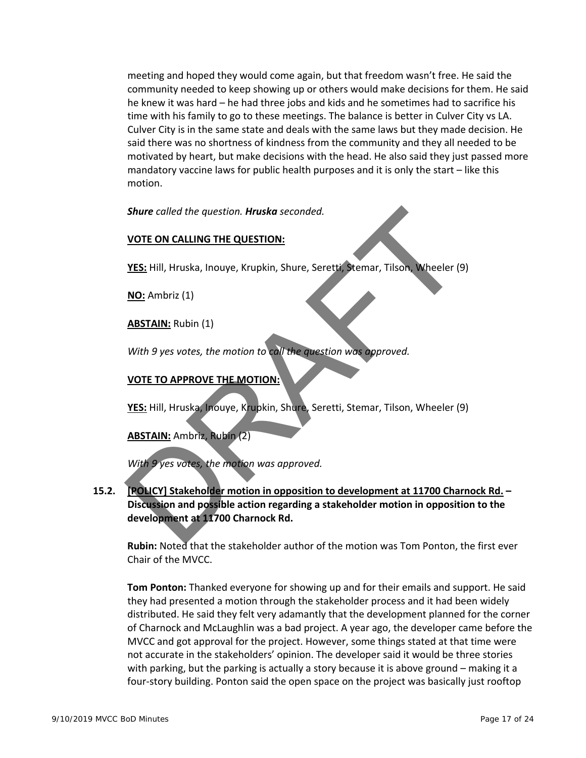meeting and hoped they would come again, but that freedom wasn't free. He said the community needed to keep showing up or others would make decisions for them. He said he knew it was hard – he had three jobs and kids and he sometimes had to sacrifice his time with his family to go to these meetings. The balance is better in Culver City vs LA. Culver City is in the same state and deals with the same laws but they made decision. He said there was no shortness of kindness from the community and they all needed to be motivated by heart, but make decisions with the head. He also said they just passed more mandatory vaccine laws for public health purposes and it is only the start – like this motion.

***Shure*** *called the question.* ***Hruska*** *seconded.*

**VOTE ON CALLING THE QUESTION:**

**YES:** Hill, Hruska, Inouye, Krupkin, Shure, Seretti, Stemar, Tilson, Wheeler (9)

**NO:** Ambriz (1)

**ABSTAIN:** Rubin (1)

*With 9 yes votes, the motion to call the question was approved.*

**VOTE TO APPROVE THE MOTION:**

**YES:** Hill, Hruska, Inouye, Krupkin, Shure, Seretti, Stemar, Tilson, Wheeler (9)

**ABSTAIN:** Ambriz, Rubin (2)

*With 9 yes votes, the motion was approved.*

**15.2. [POLICY] Stakeholder motion in opposition to development at 11700 Charnock Rd. – Discussion and possible action regarding a stakeholder motion in opposition to the development at 11700 Charnock Rd.**

**Rubin:** Noted that the stakeholder author of the motion was Tom Ponton, the first ever Chair of the MVCC.

**Tom Ponton:** Thanked everyone for showing up and for their emails and support. He said they had presented a motion through the stakeholder process and it had been widely distributed. He said they felt very adamantly that the development planned for the corner of Charnock and McLaughlin was a bad project. A year ago, the developer came before the MVCC and got approval for the project. However, some things stated at that time were not accurate in the stakeholders' opinion. The developer said it would be three stories with parking, but the parking is actually a story because it is above ground – making it a four-story building. Ponton said the open space on the project was basically just rooftop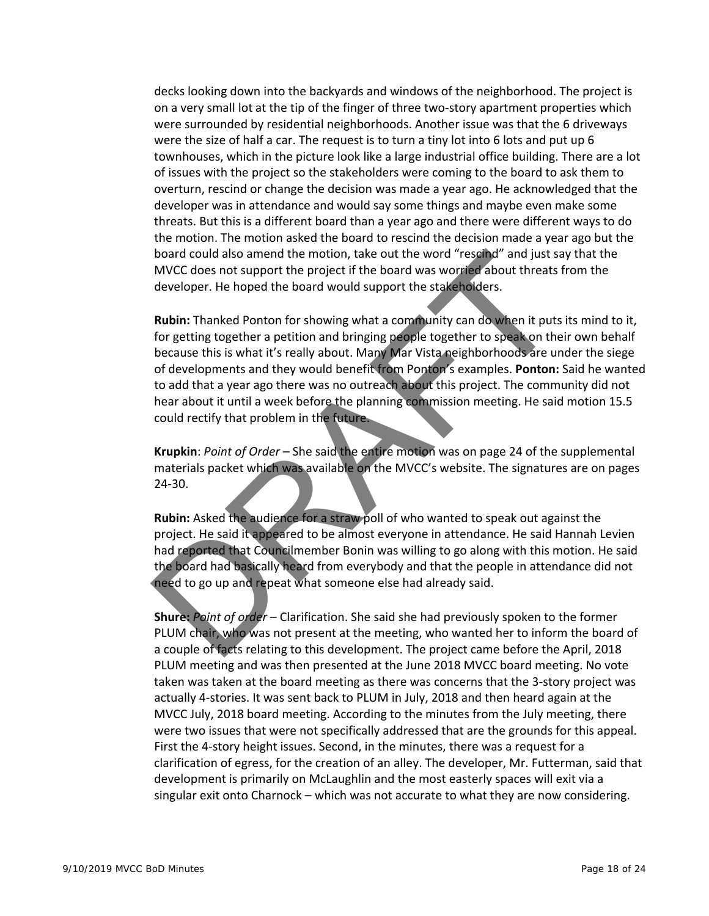decks looking down into the backyards and windows of the neighborhood. The project is on a very small lot at the tip of the finger of three two-story apartment properties which were surrounded by residential neighborhoods. Another issue was that the 6 driveways were the size of half a car. The request is to turn a tiny lot into 6 lots and put up 6 townhouses, which in the picture look like a large industrial office building. There are a lot of issues with the project so the stakeholders were coming to the board to ask them to overturn, rescind or change the decision was made a year ago. He acknowledged that the developer was in attendance and would say some things and maybe even make some threats. But this is a different board than a year ago and there were different ways to do the motion. The motion asked the board to rescind the decision made a year ago but the board could also amend the motion, take out the word "rescind" and just say that the MVCC does not support the project if the board was worried about threats from the developer. He hoped the board would support the stakeholders.

**Rubin:** Thanked Ponton for showing what a community can do when it puts its mind to it, for getting together a petition and bringing people together to speak on their own behalf because this is what it's really about. Many Mar Vista neighborhoods are under the siege of developments and they would benefit from Ponton's examples. **Ponton:** Said he wanted to add that a year ago there was no outreach about this project. The community did not hear about it until a week before the planning commission meeting. He said motion 15.5 could rectify that problem in the future.

**Krupkin**: *Point of Order* – She said the entire motion was on page 24 of the supplemental materials packet which was available on the MVCC's website. The signatures are on pages 24-30.

**Rubin:** Asked the audience for a straw poll of who wanted to speak out against the project. He said it appeared to be almost everyone in attendance. He said Hannah Levien had reported that Councilmember Bonin was willing to go along with this motion. He said the board had basically heard from everybody and that the people in attendance did not need to go up and repeat what someone else had already said.

**Shure:** *Point of order* – Clarification. She said she had previously spoken to the former PLUM chair, who was not present at the meeting, who wanted her to inform the board of a couple of facts relating to this development. The project came before the April, 2018 PLUM meeting and was then presented at the June 2018 MVCC board meeting. No vote taken was taken at the board meeting as there was concerns that the 3-story project was actually 4-stories. It was sent back to PLUM in July, 2018 and then heard again at the MVCC July, 2018 board meeting. According to the minutes from the July meeting, there were two issues that were not specifically addressed that are the grounds for this appeal. First the 4-story height issues. Second, in the minutes, there was a request for a clarification of egress, for the creation of an alley. The developer, Mr. Futterman, said that development is primarily on McLaughlin and the most easterly spaces will exit via a singular exit onto Charnock – which was not accurate to what they are now considering.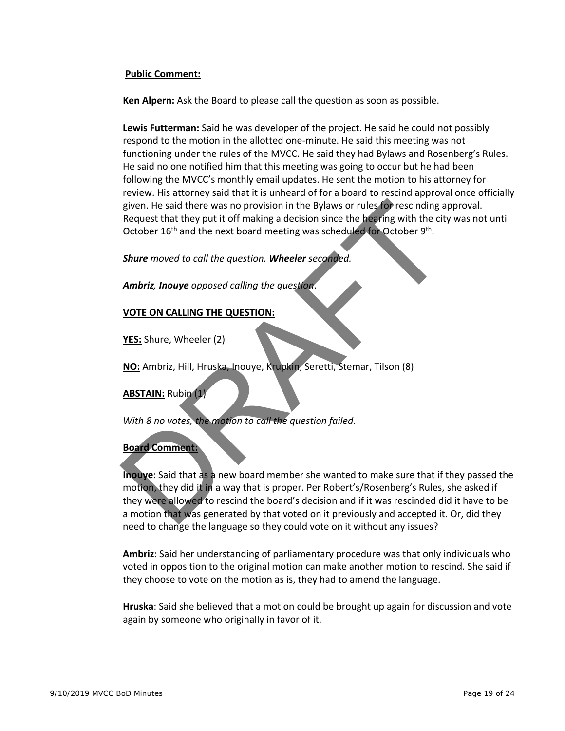**Public Comment:**

**Ken Alpern:** Ask the Board to please call the question as soon as possible.

**Lewis Futterman:** Said he was developer of the project. He said he could not possibly respond to the motion in the allotted one-minute. He said this meeting was not functioning under the rules of the MVCC. He said they had Bylaws and Rosenberg's Rules. He said no one notified him that this meeting was going to occur but he had been following the MVCC's monthly email updates. He sent the motion to his attorney for review. His attorney said that it is unheard of for a board to rescind approval once officially given. He said there was no provision in the Bylaws or rules for rescinding approval. Request that they put it off making a decision since the hearing with the city was not until October 16th and the next board meeting was scheduled for October 9th.

***Shure*** *moved to call the question.* ***Wheeler*** *seconded.*

***Ambriz, Inouye*** *opposed calling the question.*

**VOTE ON CALLING THE QUESTION:**

**YES:** Shure, Wheeler (2)

**NO:** Ambriz, Hill, Hruska, Inouye, Krupkin, Seretti, Stemar, Tilson (8)

**ABSTAIN:** Rubin (1)

*With 8 no votes, the motion to call the question failed.*

**Board Comment:**

**Inouye**: Said that as a new board member she wanted to make sure that if they passed the motion, they did it in a way that is proper. Per Robert's/Rosenberg's Rules, she asked if they were allowed to rescind the board's decision and if it was rescinded did it have to be a motion that was generated by that voted on it previously and accepted it. Or, did they need to change the language so they could vote on it without any issues?

**Ambriz**: Said her understanding of parliamentary procedure was that only individuals who voted in opposition to the original motion can make another motion to rescind. She said if they choose to vote on the motion as is, they had to amend the language.

**Hruska**: Said she believed that a motion could be brought up again for discussion and vote again by someone who originally in favor of it.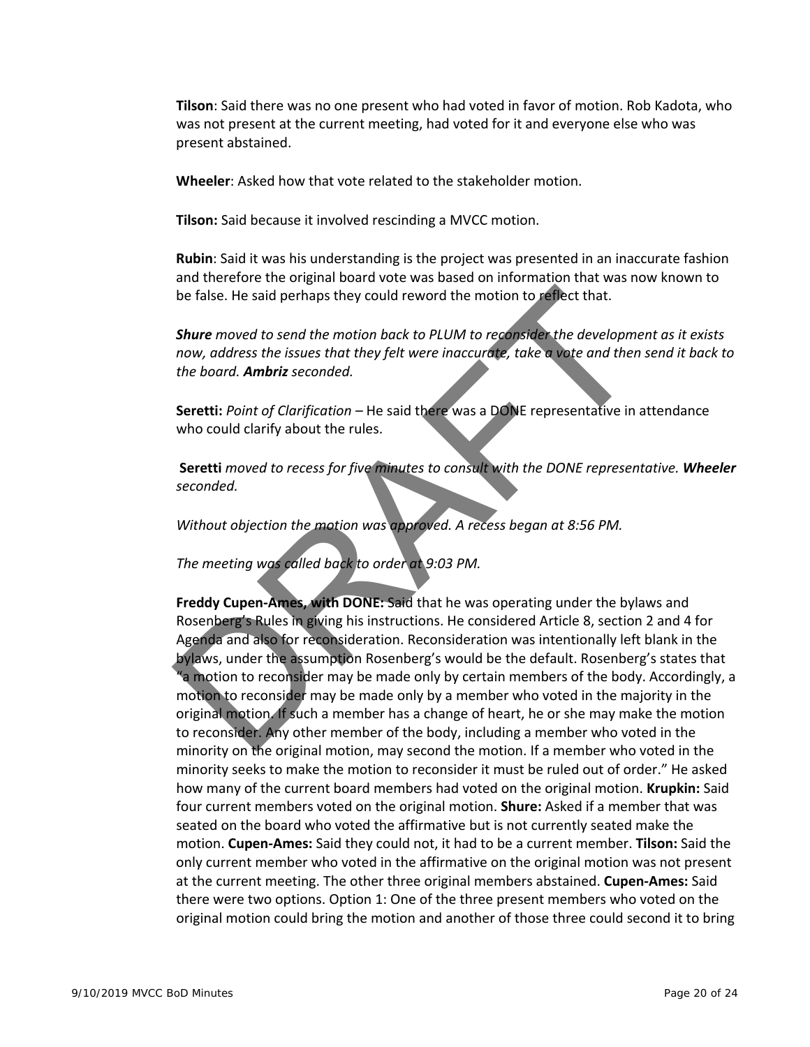**Tilson**: Said there was no one present who had voted in favor of motion. Rob Kadota, who was not present at the current meeting, had voted for it and everyone else who was present abstained.

**Wheeler**: Asked how that vote related to the stakeholder motion.

**Tilson:** Said because it involved rescinding a MVCC motion.

**Rubin**: Said it was his understanding is the project was presented in an inaccurate fashion and therefore the original board vote was based on information that was now known to be false. He said perhaps they could reword the motion to reflect that.

***Shure** moved to send the motion back to PLUM to reconsider the development as it exists now, address the issues that they felt were inaccurate, take a vote and then send it back to the board. **Ambriz** seconded.*

**Seretti:** *Point of Clarification* – He said there was a DONE representative in attendance who could clarify about the rules.

**Seretti** *moved to recess for five minutes to consult with the DONE representative.* ***Wheeler** seconded.*

*Without objection the motion was approved. A recess began at 8:56 PM.*

*The meeting was called back to order at 9:03 PM.*

**Freddy Cupen-Ames, with DONE:** Said that he was operating under the bylaws and Rosenberg's Rules in giving his instructions. He considered Article 8, section 2 and 4 for Agenda and also for reconsideration. Reconsideration was intentionally left blank in the bylaws, under the assumption Rosenberg's would be the default. Rosenberg's states that "a motion to reconsider may be made only by certain members of the body. Accordingly, a motion to reconsider may be made only by a member who voted in the majority in the original motion. If such a member has a change of heart, he or she may make the motion to reconsider. Any other member of the body, including a member who voted in the minority on the original motion, may second the motion. If a member who voted in the minority seeks to make the motion to reconsider it must be ruled out of order." He asked how many of the current board members had voted on the original motion. **Krupkin:** Said four current members voted on the original motion. **Shure:** Asked if a member that was seated on the board who voted the affirmative but is not currently seated make the motion. **Cupen-Ames:** Said they could not, it had to be a current member. **Tilson:** Said the only current member who voted in the affirmative on the original motion was not present at the current meeting. The other three original members abstained. **Cupen-Ames:** Said there were two options. Option 1: One of the three present members who voted on the original motion could bring the motion and another of those three could second it to bring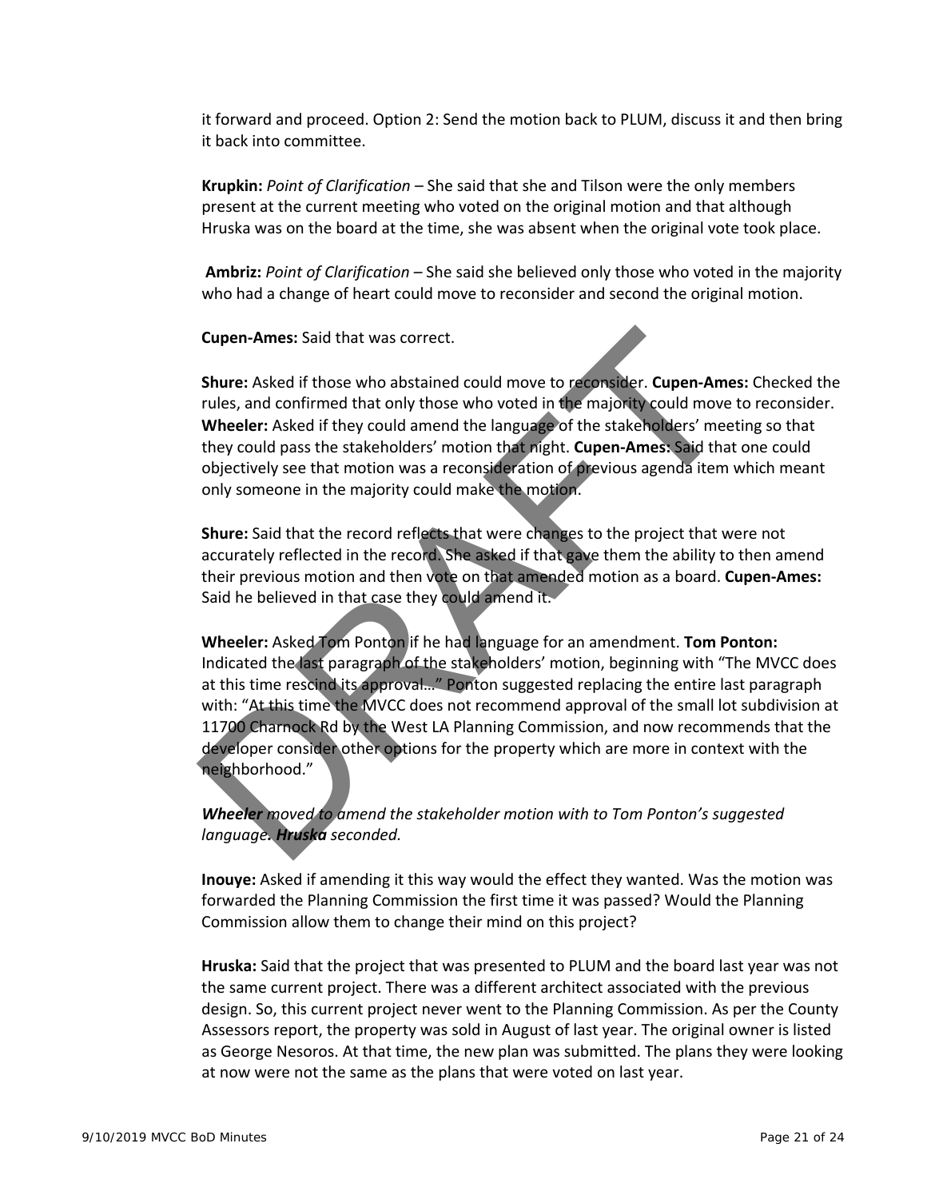it forward and proceed. Option 2: Send the motion back to PLUM, discuss it and then bring it back into committee.

**Krupkin:** *Point of Clarification* – She said that she and Tilson were the only members present at the current meeting who voted on the original motion and that although Hruska was on the board at the time, she was absent when the original vote took place.

**Ambriz:** *Point of Clarification* – She said she believed only those who voted in the majority who had a change of heart could move to reconsider and second the original motion.

**Cupen-Ames:** Said that was correct.

**Shure:** Asked if those who abstained could move to reconsider. **Cupen-Ames:** Checked the rules, and confirmed that only those who voted in the majority could move to reconsider. **Wheeler:** Asked if they could amend the language of the stakeholders' meeting so that they could pass the stakeholders' motion that night. **Cupen-Ames:** Said that one could objectively see that motion was a reconsideration of previous agenda item which meant only someone in the majority could make the motion.

**Shure:** Said that the record reflects that were changes to the project that were not accurately reflected in the record. She asked if that gave them the ability to then amend their previous motion and then vote on that amended motion as a board. **Cupen-Ames:** Said he believed in that case they could amend it.

**Wheeler:** Asked Tom Ponton if he had language for an amendment. **Tom Ponton:** Indicated the last paragraph of the stakeholders' motion, beginning with "The MVCC does at this time rescind its approval…" Ponton suggested replacing the entire last paragraph with: "At this time the MVCC does not recommend approval of the small lot subdivision at 11700 Charnock Rd by the West LA Planning Commission, and now recommends that the developer consider other options for the property which are more in context with the neighborhood."

***Wheeler** moved to amend the stakeholder motion with to Tom Ponton's suggested language. **Hruska** seconded.*

**Inouye:** Asked if amending it this way would the effect they wanted. Was the motion was forwarded the Planning Commission the first time it was passed? Would the Planning Commission allow them to change their mind on this project?

**Hruska:** Said that the project that was presented to PLUM and the board last year was not the same current project. There was a different architect associated with the previous design. So, this current project never went to the Planning Commission. As per the County Assessors report, the property was sold in August of last year. The original owner is listed as George Nesoros. At that time, the new plan was submitted. The plans they were looking at now were not the same as the plans that were voted on last year.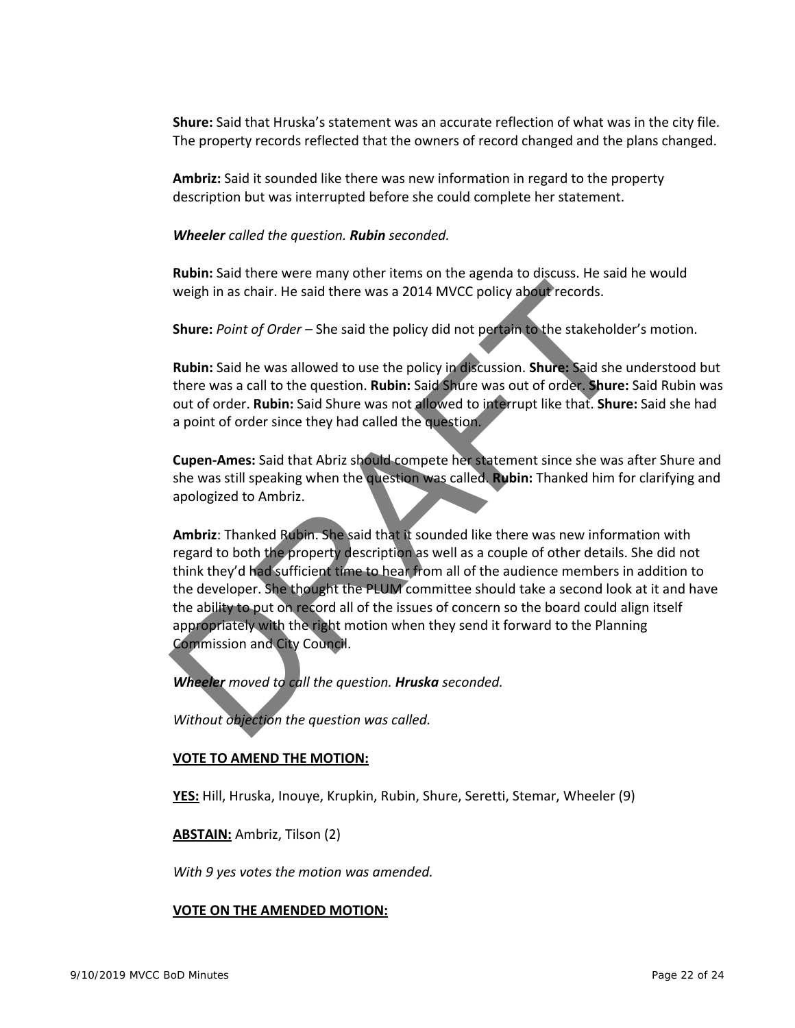**Shure:** Said that Hruska's statement was an accurate reflection of what was in the city file. The property records reflected that the owners of record changed and the plans changed.

**Ambriz:** Said it sounded like there was new information in regard to the property description but was interrupted before she could complete her statement.

***Wheeler*** *called the question.* ***Rubin*** *seconded.*

**Rubin:** Said there were many other items on the agenda to discuss. He said he would weigh in as chair. He said there was a 2014 MVCC policy about records.

**Shure:** *Point of Order* – She said the policy did not pertain to the stakeholder's motion.

**Rubin:** Said he was allowed to use the policy in discussion. **Shure:** Said she understood but there was a call to the question. **Rubin:** Said Shure was out of order. **Shure:** Said Rubin was out of order. **Rubin:** Said Shure was not allowed to interrupt like that. **Shure:** Said she had a point of order since they had called the question.

**Cupen-Ames:** Said that Abriz should compete her statement since she was after Shure and she was still speaking when the question was called. **Rubin:** Thanked him for clarifying and apologized to Ambriz.

**Ambriz**: Thanked Rubin. She said that it sounded like there was new information with regard to both the property description as well as a couple of other details. She did not think they'd had sufficient time to hear from all of the audience members in addition to the developer. She thought the PLUM committee should take a second look at it and have the ability to put on record all of the issues of concern so the board could align itself appropriately with the right motion when they send it forward to the Planning Commission and City Council.

***Wheeler*** *moved to call the question.* ***Hruska*** *seconded.*

*Without objection the question was called.*

**VOTE TO AMEND THE MOTION:**

**YES:** Hill, Hruska, Inouye, Krupkin, Rubin, Shure, Seretti, Stemar, Wheeler (9)

**ABSTAIN:** Ambriz, Tilson (2)

*With 9 yes votes the motion was amended.*

**VOTE ON THE AMENDED MOTION:**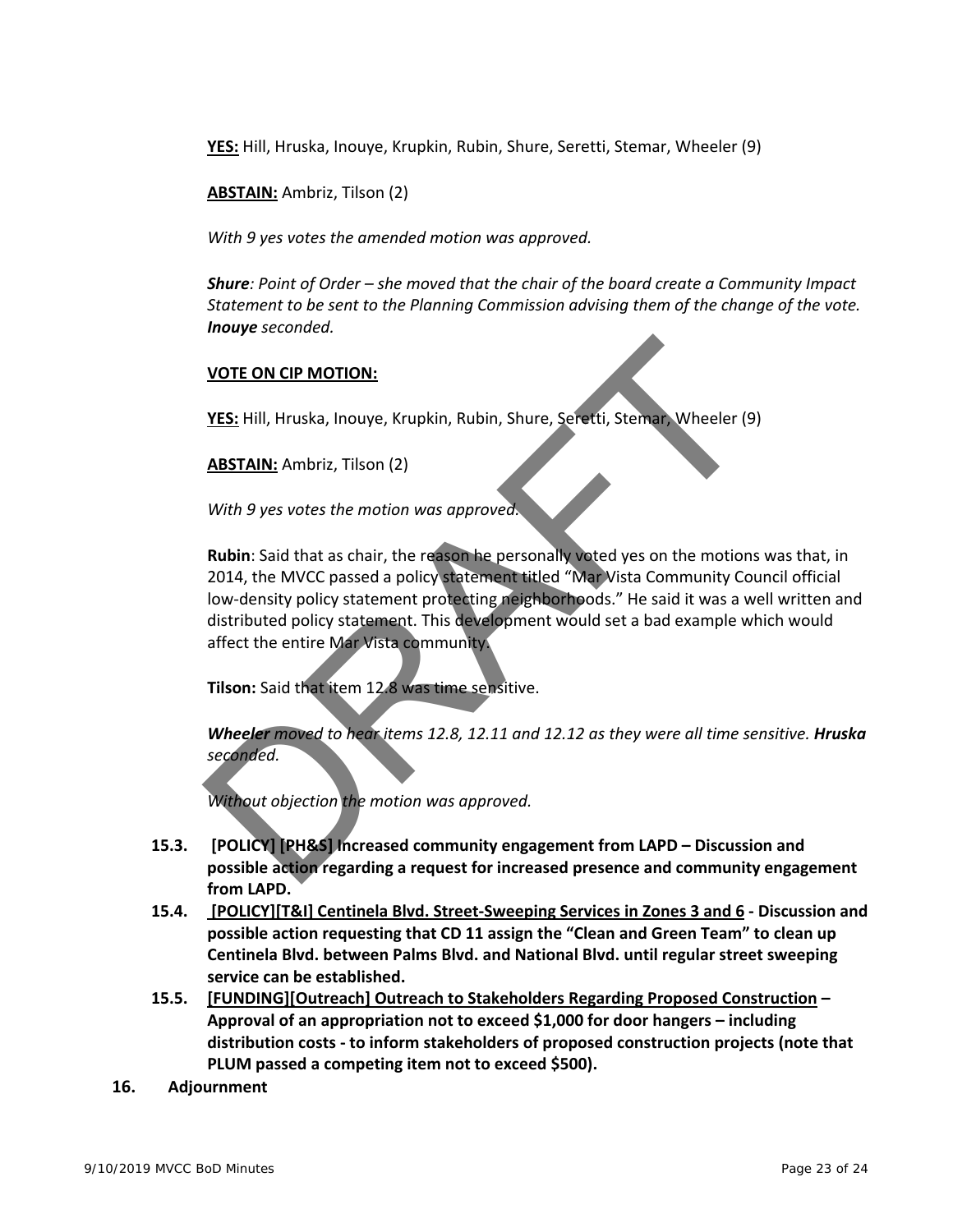**YES:** Hill, Hruska, Inouye, Krupkin, Rubin, Shure, Seretti, Stemar, Wheeler (9)

**ABSTAIN:** Ambriz, Tilson (2)

*With 9 yes votes the amended motion was approved.*

***Shure**: Point of Order – she moved that the chair of the board create a Community Impact Statement to be sent to the Planning Commission advising them of the change of the vote. **Inouye** seconded.*

**VOTE ON CIP MOTION:**

**YES:** Hill, Hruska, Inouye, Krupkin, Rubin, Shure, Seretti, Stemar, Wheeler (9)

**ABSTAIN:** Ambriz, Tilson (2)

*With 9 yes votes the motion was approved.*

**Rubin**: Said that as chair, the reason he personally voted yes on the motions was that, in 2014, the MVCC passed a policy statement titled "Mar Vista Community Council official low-density policy statement protecting neighborhoods." He said it was a well written and distributed policy statement. This development would set a bad example which would affect the entire Mar Vista community.

**Tilson:** Said that item 12.8 was time sensitive.

***Wheeler** moved to hear items 12.8, 12.11 and 12.12 as they were all time sensitive. **Hruska** seconded.*

*Without objection the motion was approved.*

- **15.3. [POLICY] [PH&S] Increased community engagement from LAPD – Discussion and possible action regarding a request for increased presence and community engagement from LAPD.**
- **15.4. [POLICY][T&I] Centinela Blvd. Street-Sweeping Services in Zones 3 and 6 - Discussion and possible action requesting that CD 11 assign the "Clean and Green Team" to clean up Centinela Blvd. between Palms Blvd. and National Blvd. until regular street sweeping service can be established.**
- **15.5. [FUNDING][Outreach] Outreach to Stakeholders Regarding Proposed Construction – Approval of an appropriation not to exceed $1,000 for door hangers – including distribution costs - to inform stakeholders of proposed construction projects (note that PLUM passed a competing item not to exceed $500).**

**16. Adjournment**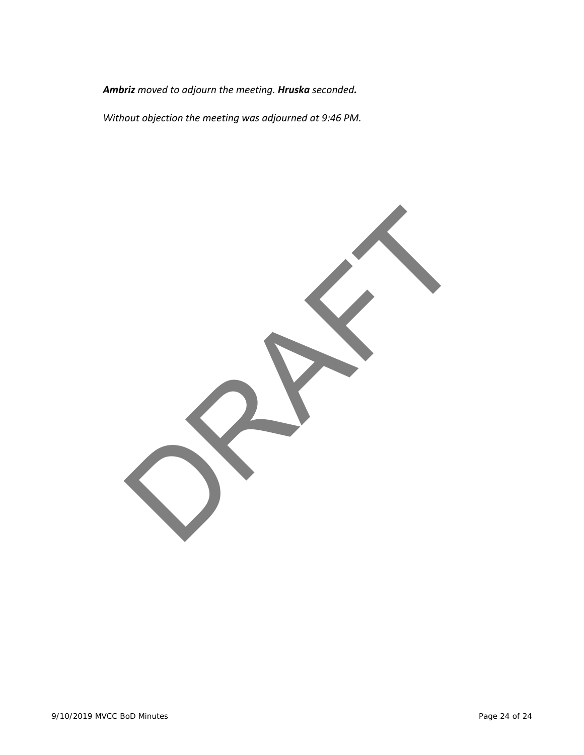***Ambriz** moved to adjourn the meeting. **Hruska** seconded.*

*Without objection the meeting was adjourned at 9:46 PM.*